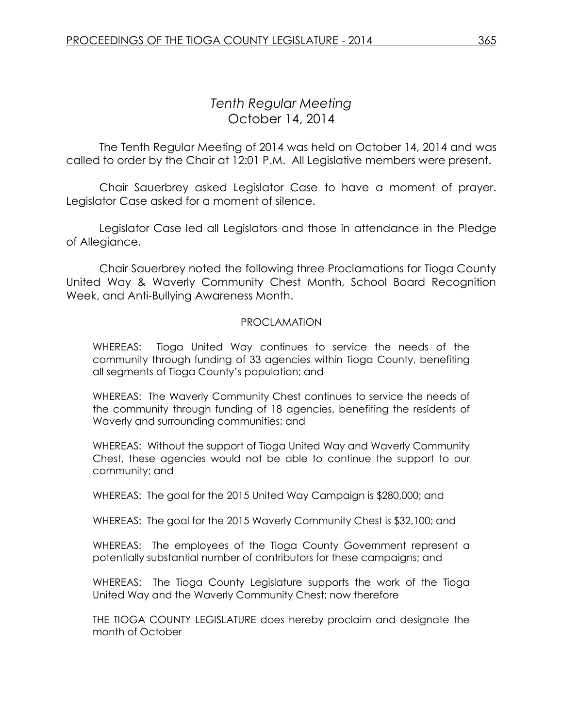# *Tenth Regular Meeting*
## October 14, 2014

The Tenth Regular Meeting of 2014 was held on October 14, 2014 and was called to order by the Chair at 12:01 P.M. All Legislative members were present.

Chair Sauerbrey asked Legislator Case to have a moment of prayer. Legislator Case asked for a moment of silence.

Legislator Case led all Legislators and those in attendance in the Pledge of Allegiance.

Chair Sauerbrey noted the following three Proclamations for Tioga County United Way & Waverly Community Chest Month, School Board Recognition Week, and Anti-Bullying Awareness Month.

PROCLAMATION

WHEREAS: Tioga United Way continues to service the needs of the community through funding of 33 agencies within Tioga County, benefiting all segments of Tioga County's population; and

WHEREAS: The Waverly Community Chest continues to service the needs of the community through funding of 18 agencies, benefiting the residents of Waverly and surrounding communities; and

WHEREAS: Without the support of Tioga United Way and Waverly Community Chest, these agencies would not be able to continue the support to our community; and

WHEREAS: The goal for the 2015 United Way Campaign is $280,000; and

WHEREAS: The goal for the 2015 Waverly Community Chest is $32,100; and

WHEREAS: The employees of the Tioga County Government represent a potentially substantial number of contributors for these campaigns; and

WHEREAS: The Tioga County Legislature supports the work of the Tioga United Way and the Waverly Community Chest; now therefore

THE TIOGA COUNTY LEGISLATURE does hereby proclaim and designate the month of October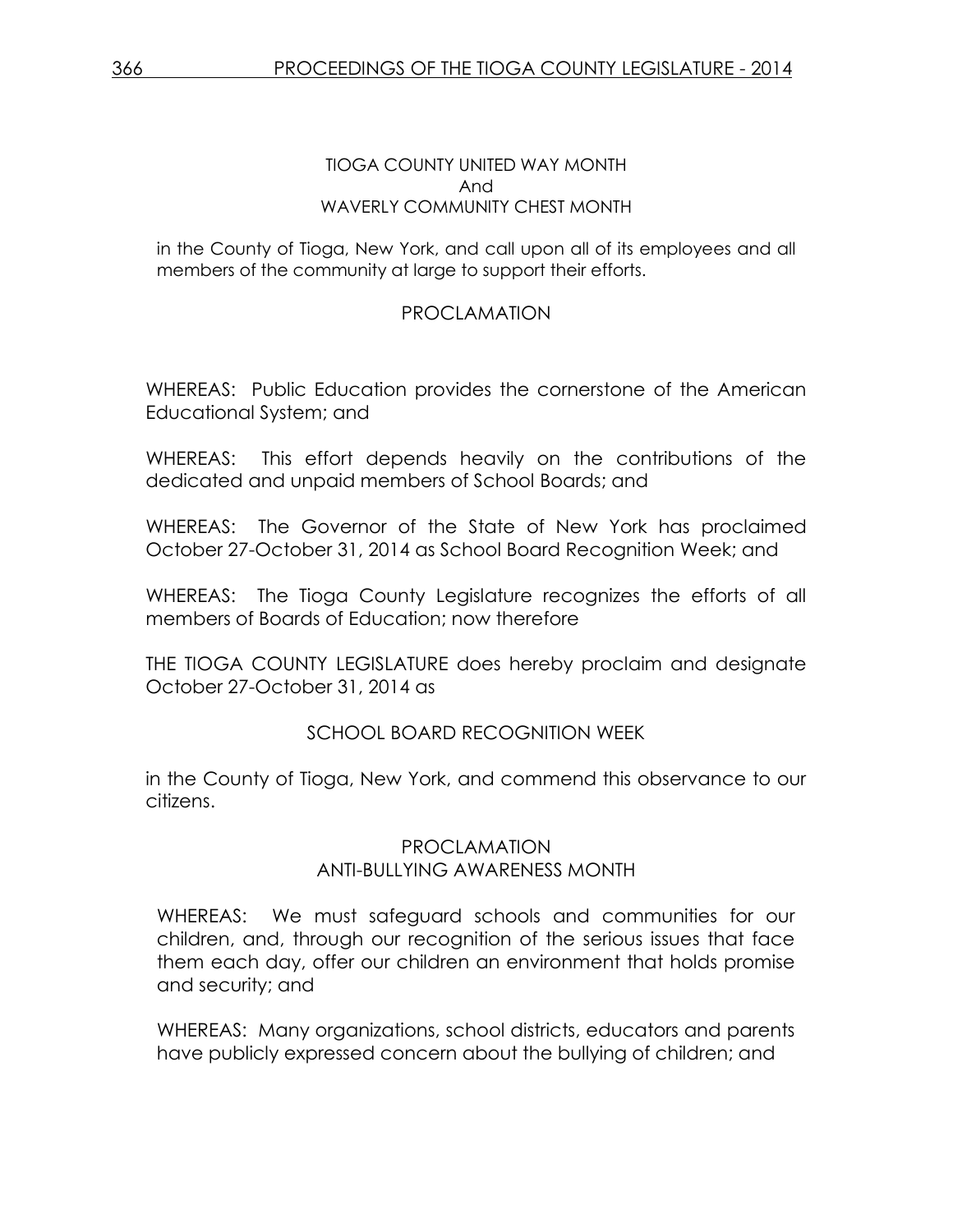TIOGA COUNTY UNITED WAY MONTH
And
WAVERLY COMMUNITY CHEST MONTH

in the County of Tioga, New York, and call upon all of its employees and all members of the community at large to support their efforts.

## PROCLAMATION

WHEREAS: Public Education provides the cornerstone of the American Educational System; and

WHEREAS: This effort depends heavily on the contributions of the dedicated and unpaid members of School Boards; and

WHEREAS: The Governor of the State of New York has proclaimed October 27-October 31, 2014 as School Board Recognition Week; and

WHEREAS: The Tioga County Legislature recognizes the efforts of all members of Boards of Education; now therefore

THE TIOGA COUNTY LEGISLATURE does hereby proclaim and designate October 27-October 31, 2014 as

SCHOOL BOARD RECOGNITION WEEK

in the County of Tioga, New York, and commend this observance to our citizens.

## PROCLAMATION
## ANTI-BULLYING AWARENESS MONTH

WHEREAS: We must safeguard schools and communities for our children, and, through our recognition of the serious issues that face them each day, offer our children an environment that holds promise and security; and

WHEREAS: Many organizations, school districts, educators and parents have publicly expressed concern about the bullying of children; and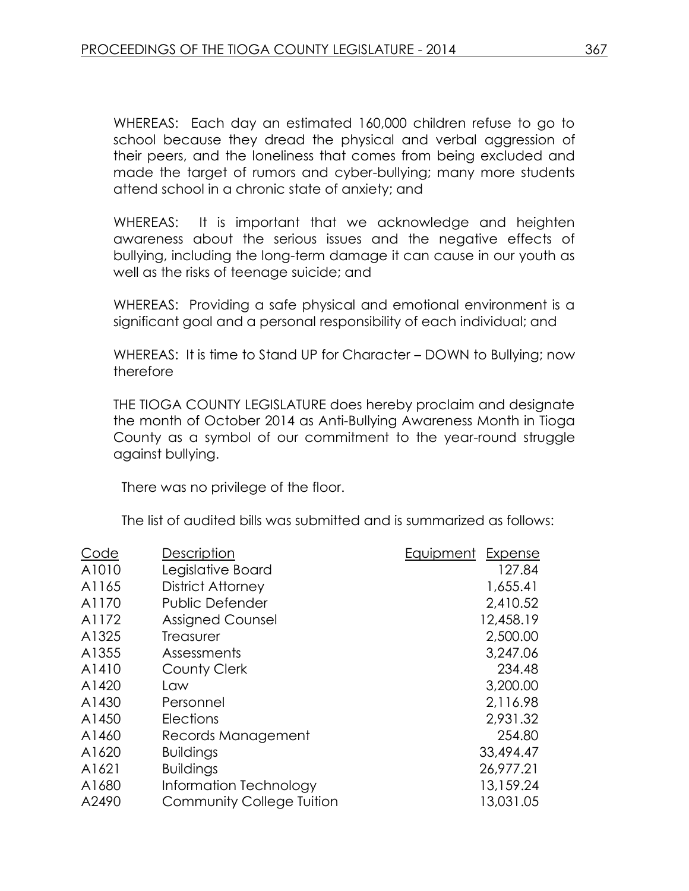WHEREAS: Each day an estimated 160,000 children refuse to go to school because they dread the physical and verbal aggression of their peers, and the loneliness that comes from being excluded and made the target of rumors and cyber-bullying; many more students attend school in a chronic state of anxiety; and

WHEREAS: It is important that we acknowledge and heighten awareness about the serious issues and the negative effects of bullying, including the long-term damage it can cause in our youth as well as the risks of teenage suicide; and

WHEREAS: Providing a safe physical and emotional environment is a significant goal and a personal responsibility of each individual; and

WHEREAS: It is time to Stand UP for Character – DOWN to Bullying; now therefore

THE TIOGA COUNTY LEGISLATURE does hereby proclaim and designate the month of October 2014 as Anti-Bullying Awareness Month in Tioga County as a symbol of our commitment to the year-round struggle against bullying.

There was no privilege of the floor.

The list of audited bills was submitted and is summarized as follows:

| Code | Description | Equipment | Expense |
|---|---|---|---|
| A1010 | Legislative Board | | 127.84 |
| A1165 | District Attorney | | 1,655.41 |
| A1170 | Public Defender | | 2,410.52 |
| A1172 | Assigned Counsel | | 12,458.19 |
| A1325 | Treasurer | | 2,500.00 |
| A1355 | Assessments | | 3,247.06 |
| A1410 | County Clerk | | 234.48 |
| A1420 | Law | | 3,200.00 |
| A1430 | Personnel | | 2,116.98 |
| A1450 | Elections | | 2,931.32 |
| A1460 | Records Management | | 254.80 |
| A1620 | Buildings | | 33,494.47 |
| A1621 | Buildings | | 26,977.21 |
| A1680 | Information Technology | | 13,159.24 |
| A2490 | Community College Tuition | | 13,031.05 |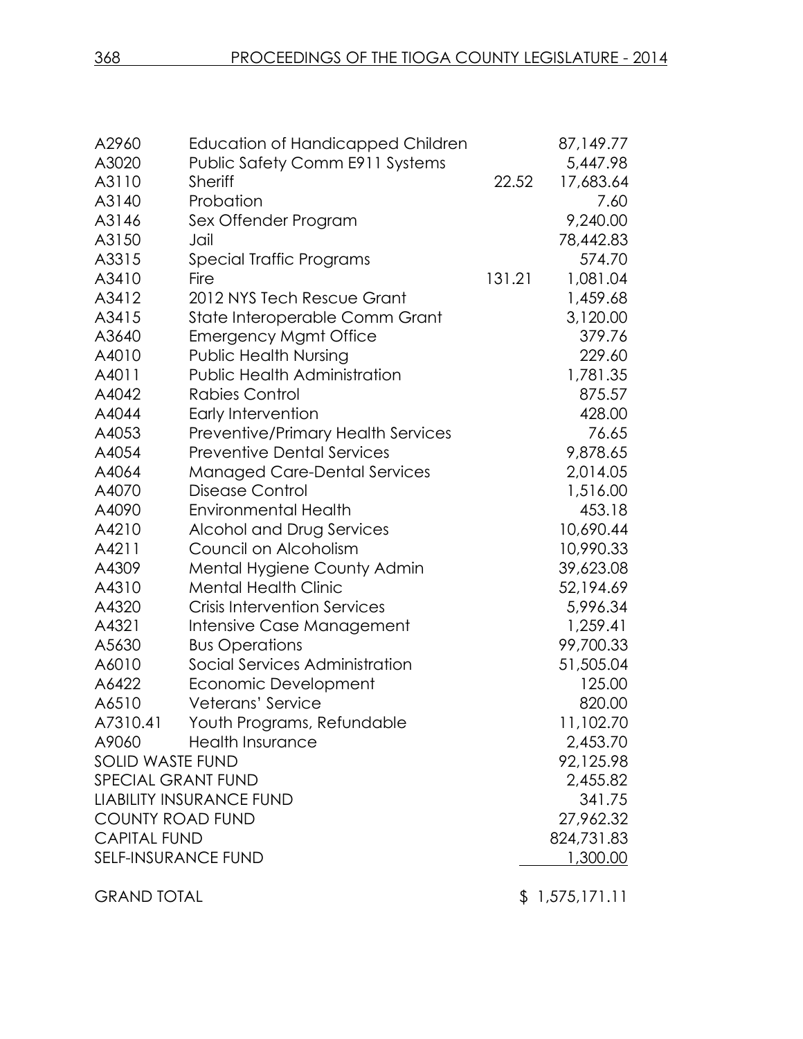| | | | |
|---|---|---|---|
| A2960 | Education of Handicapped Children | | 87,149.77 |
| A3020 | Public Safety Comm E911 Systems | | 5,447.98 |
| A3110 | Sheriff | 22.52 | 17,683.64 |
| A3140 | Probation | | 7.60 |
| A3146 | Sex Offender Program | | 9,240.00 |
| A3150 | Jail | | 78,442.83 |
| A3315 | Special Traffic Programs | | 574.70 |
| A3410 | Fire | 131.21 | 1,081.04 |
| A3412 | 2012 NYS Tech Rescue Grant | | 1,459.68 |
| A3415 | State Interoperable Comm Grant | | 3,120.00 |
| A3640 | Emergency Mgmt Office | | 379.76 |
| A4010 | Public Health Nursing | | 229.60 |
| A4011 | Public Health Administration | | 1,781.35 |
| A4042 | Rabies Control | | 875.57 |
| A4044 | Early Intervention | | 428.00 |
| A4053 | Preventive/Primary Health Services | | 76.65 |
| A4054 | Preventive Dental Services | | 9,878.65 |
| A4064 | Managed Care-Dental Services | | 2,014.05 |
| A4070 | Disease Control | | 1,516.00 |
| A4090 | Environmental Health | | 453.18 |
| A4210 | Alcohol and Drug Services | | 10,690.44 |
| A4211 | Council on Alcoholism | | 10,990.33 |
| A4309 | Mental Hygiene County Admin | | 39,623.08 |
| A4310 | Mental Health Clinic | | 52,194.69 |
| A4320 | Crisis Intervention Services | | 5,996.34 |
| A4321 | Intensive Case Management | | 1,259.41 |
| A5630 | Bus Operations | | 99,700.33 |
| A6010 | Social Services Administration | | 51,505.04 |
| A6422 | Economic Development | | 125.00 |
| A6510 | Veterans' Service | | 820.00 |
| A7310.41 | Youth Programs, Refundable | | 11,102.70 |
| A9060 | Health Insurance | | 2,453.70 |
| SOLID WASTE FUND | | | 92,125.98 |
| SPECIAL GRANT FUND | | | 2,455.82 |
| LIABILITY INSURANCE FUND | | | 341.75 |
| COUNTY ROAD FUND | | | 27,962.32 |
| CAPITAL FUND | | | 824,731.83 |
| SELF-INSURANCE FUND | | | 1,300.00 |
| GRAND TOTAL | | | $ 1,575,171.11 |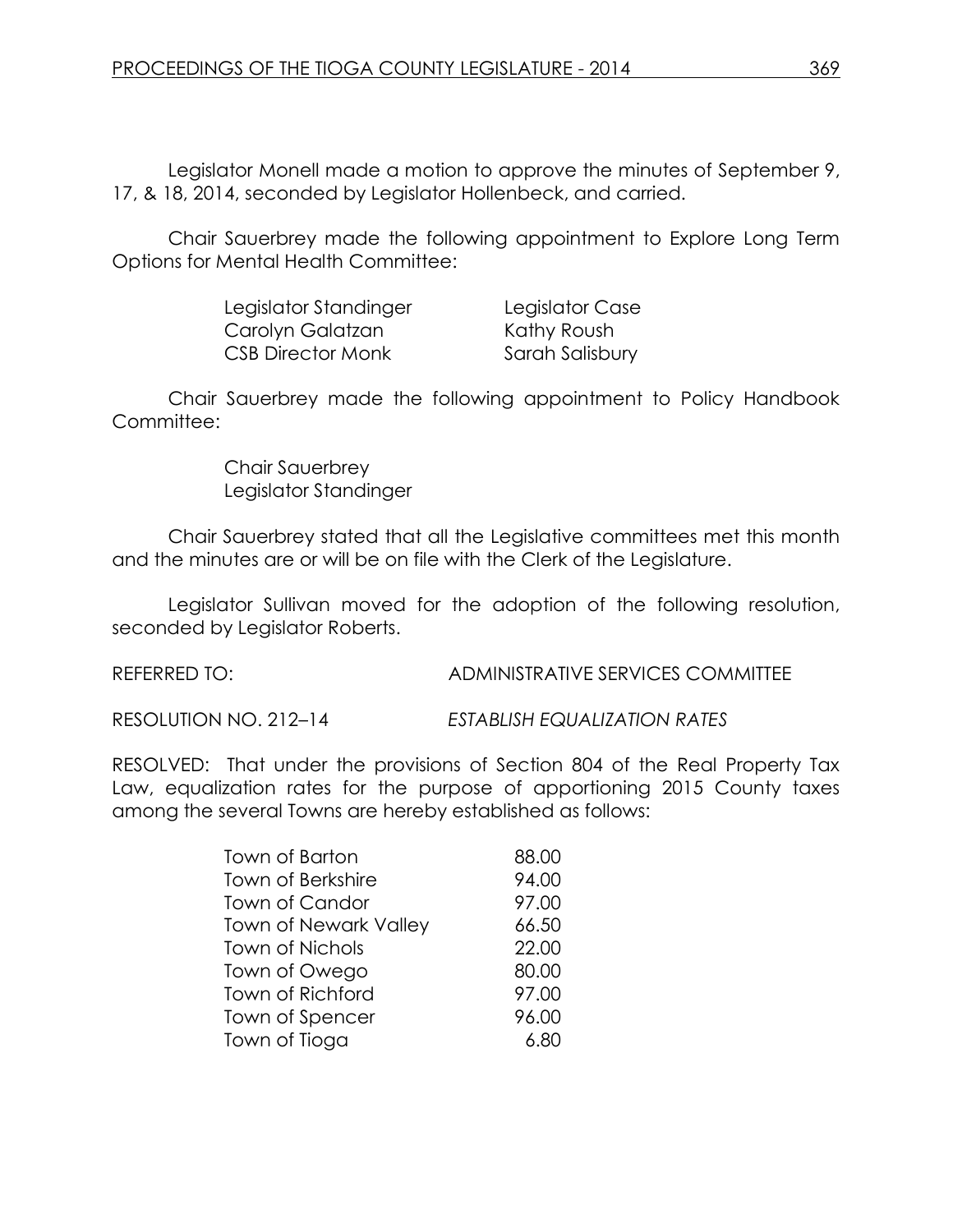Legislator Monell made a motion to approve the minutes of September 9, 17, & 18, 2014, seconded by Legislator Hollenbeck, and carried.

Chair Sauerbrey made the following appointment to Explore Long Term Options for Mental Health Committee:

| | |
|---|---|
| Legislator Standinger | Legislator Case |
| Carolyn Galatzan | Kathy Roush |
| CSB Director Monk | Sarah Salisbury |

Chair Sauerbrey made the following appointment to Policy Handbook Committee:

Chair Sauerbrey
Legislator Standinger

Chair Sauerbrey stated that all the Legislative committees met this month and the minutes are or will be on file with the Clerk of the Legislature.

Legislator Sullivan moved for the adoption of the following resolution, seconded by Legislator Roberts.

REFERRED TO: ADMINISTRATIVE SERVICES COMMITTEE

RESOLUTION NO. 212–14 *ESTABLISH EQUALIZATION RATES*

RESOLVED: That under the provisions of Section 804 of the Real Property Tax Law, equalization rates for the purpose of apportioning 2015 County taxes among the several Towns are hereby established as follows:

| | |
|---|---|
| Town of Barton | 88.00 |
| Town of Berkshire | 94.00 |
| Town of Candor | 97.00 |
| Town of Newark Valley | 66.50 |
| Town of Nichols | 22.00 |
| Town of Owego | 80.00 |
| Town of Richford | 97.00 |
| Town of Spencer | 96.00 |
| Town of Tioga | 6.80 |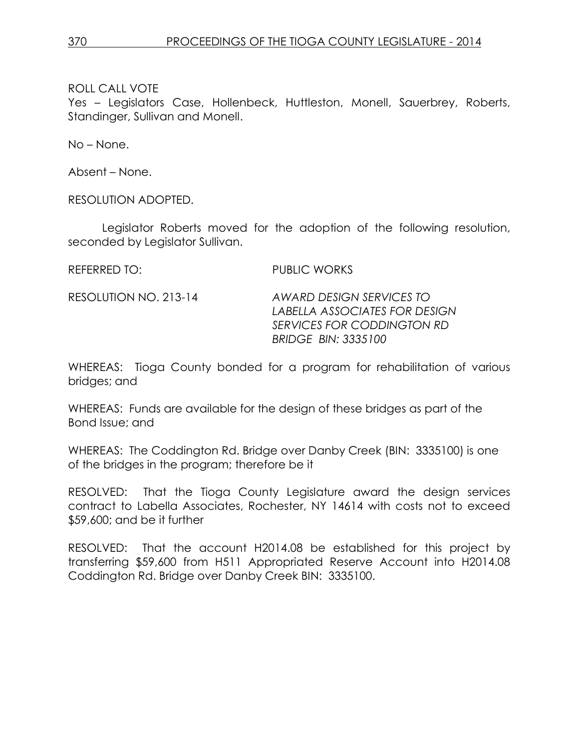ROLL CALL VOTE
Yes – Legislators Case, Hollenbeck, Huttleston, Monell, Sauerbrey, Roberts, Standinger, Sullivan and Monell.

No – None.

Absent – None.

RESOLUTION ADOPTED.

Legislator Roberts moved for the adoption of the following resolution, seconded by Legislator Sullivan.

REFERRED TO: PUBLIC WORKS

RESOLUTION NO. 213-14 *AWARD DESIGN SERVICES TO LABELLA ASSOCIATES FOR DESIGN SERVICES FOR CODDINGTON RD BRIDGE BIN: 3335100*

WHEREAS: Tioga County bonded for a program for rehabilitation of various bridges; and

WHEREAS: Funds are available for the design of these bridges as part of the Bond Issue; and

WHEREAS: The Coddington Rd. Bridge over Danby Creek (BIN: 3335100) is one of the bridges in the program; therefore be it

RESOLVED: That the Tioga County Legislature award the design services contract to Labella Associates, Rochester, NY 14614 with costs not to exceed $59,600; and be it further

RESOLVED: That the account H2014.08 be established for this project by transferring $59,600 from H511 Appropriated Reserve Account into H2014.08 Coddington Rd. Bridge over Danby Creek BIN: 3335100.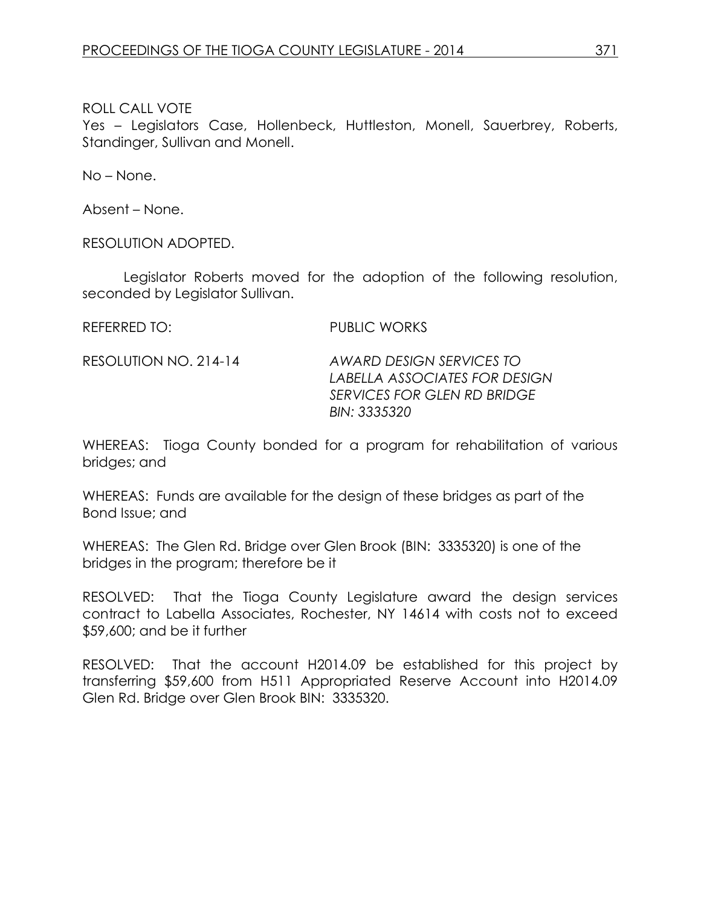ROLL CALL VOTE
Yes – Legislators Case, Hollenbeck, Huttleston, Monell, Sauerbrey, Roberts, Standinger, Sullivan and Monell.

No – None.

Absent – None.

RESOLUTION ADOPTED.

Legislator Roberts moved for the adoption of the following resolution, seconded by Legislator Sullivan.

REFERRED TO: PUBLIC WORKS

RESOLUTION NO. 214-14 *AWARD DESIGN SERVICES TO LABELLA ASSOCIATES FOR DESIGN SERVICES FOR GLEN RD BRIDGE BIN: 3335320*

WHEREAS: Tioga County bonded for a program for rehabilitation of various bridges; and

WHEREAS: Funds are available for the design of these bridges as part of the Bond Issue; and

WHEREAS: The Glen Rd. Bridge over Glen Brook (BIN: 3335320) is one of the bridges in the program; therefore be it

RESOLVED: That the Tioga County Legislature award the design services contract to Labella Associates, Rochester, NY 14614 with costs not to exceed $59,600; and be it further

RESOLVED: That the account H2014.09 be established for this project by transferring $59,600 from H511 Appropriated Reserve Account into H2014.09 Glen Rd. Bridge over Glen Brook BIN: 3335320.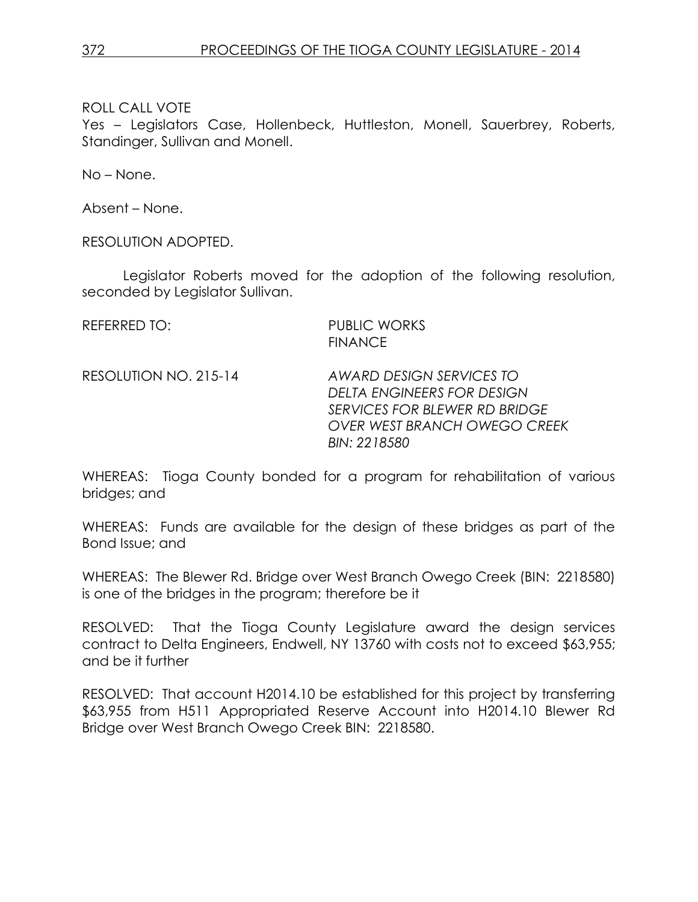ROLL CALL VOTE

Yes – Legislators Case, Hollenbeck, Huttleston, Monell, Sauerbrey, Roberts, Standinger, Sullivan and Monell.

No – None.

Absent – None.

RESOLUTION ADOPTED.

Legislator Roberts moved for the adoption of the following resolution, seconded by Legislator Sullivan.

REFERRED TO: PUBLIC WORKS
FINANCE

RESOLUTION NO. 215-14 *AWARD DESIGN SERVICES TO DELTA ENGINEERS FOR DESIGN SERVICES FOR BLEWER RD BRIDGE OVER WEST BRANCH OWEGO CREEK BIN: 2218580*

WHEREAS: Tioga County bonded for a program for rehabilitation of various bridges; and

WHEREAS: Funds are available for the design of these bridges as part of the Bond Issue; and

WHEREAS: The Blewer Rd. Bridge over West Branch Owego Creek (BIN: 2218580) is one of the bridges in the program; therefore be it

RESOLVED: That the Tioga County Legislature award the design services contract to Delta Engineers, Endwell, NY 13760 with costs not to exceed $63,955; and be it further

RESOLVED: That account H2014.10 be established for this project by transferring $63,955 from H511 Appropriated Reserve Account into H2014.10 Blewer Rd Bridge over West Branch Owego Creek BIN: 2218580.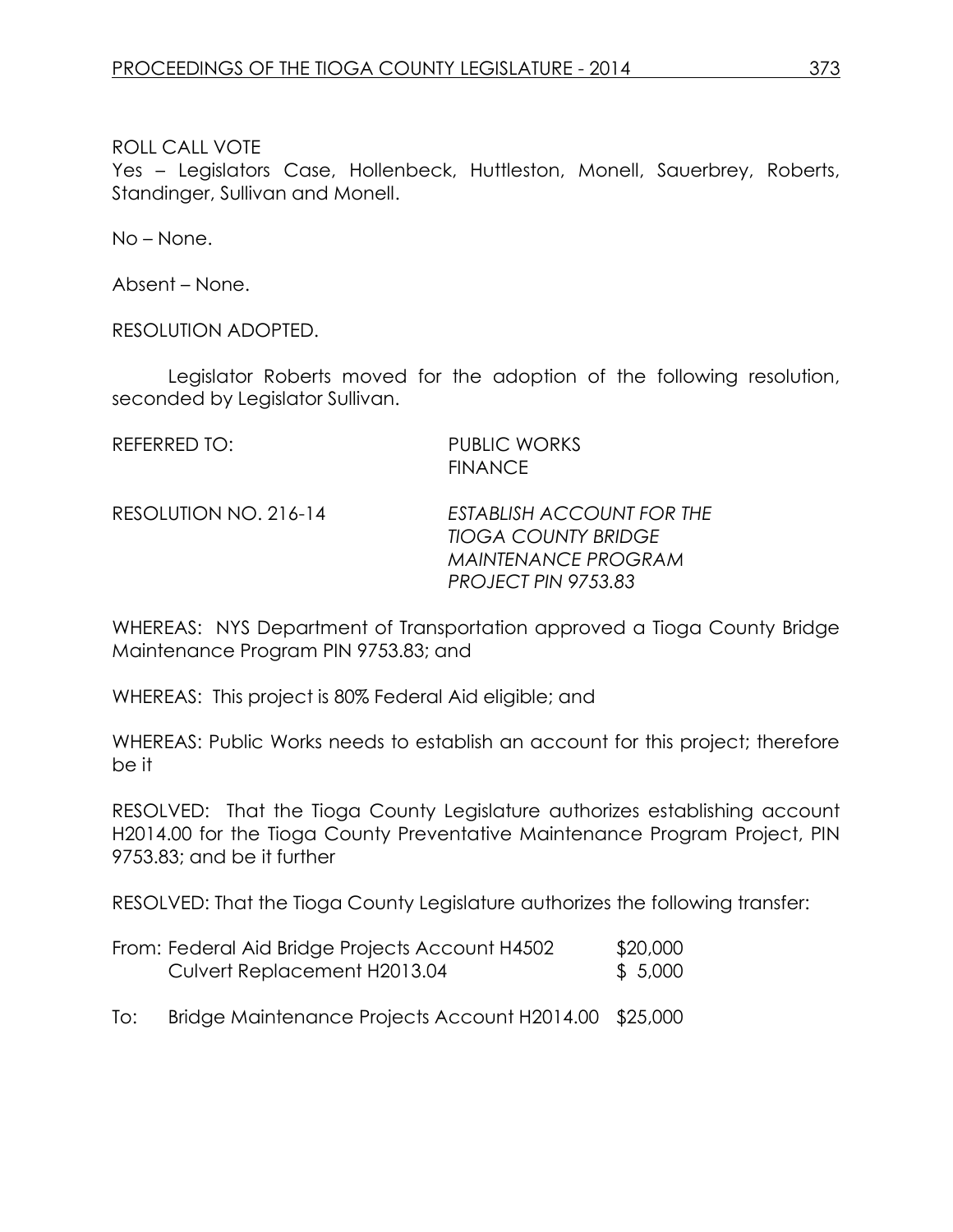ROLL CALL VOTE

Yes – Legislators Case, Hollenbeck, Huttleston, Monell, Sauerbrey, Roberts, Standinger, Sullivan and Monell.

No – None.

Absent – None.

RESOLUTION ADOPTED.

Legislator Roberts moved for the adoption of the following resolution, seconded by Legislator Sullivan.

REFERRED TO: PUBLIC WORKS
FINANCE

RESOLUTION NO. 216-14 *ESTABLISH ACCOUNT FOR THE TIOGA COUNTY BRIDGE MAINTENANCE PROGRAM PROJECT PIN 9753.83*

WHEREAS: NYS Department of Transportation approved a Tioga County Bridge Maintenance Program PIN 9753.83; and

WHEREAS: This project is 80% Federal Aid eligible; and

WHEREAS: Public Works needs to establish an account for this project; therefore be it

RESOLVED: That the Tioga County Legislature authorizes establishing account H2014.00 for the Tioga County Preventative Maintenance Program Project, PIN 9753.83; and be it further

RESOLVED: That the Tioga County Legislature authorizes the following transfer:

From: Federal Aid Bridge Projects Account H4502 $20,000
Culvert Replacement H2013.04 $ 5,000

To: Bridge Maintenance Projects Account H2014.00 $25,000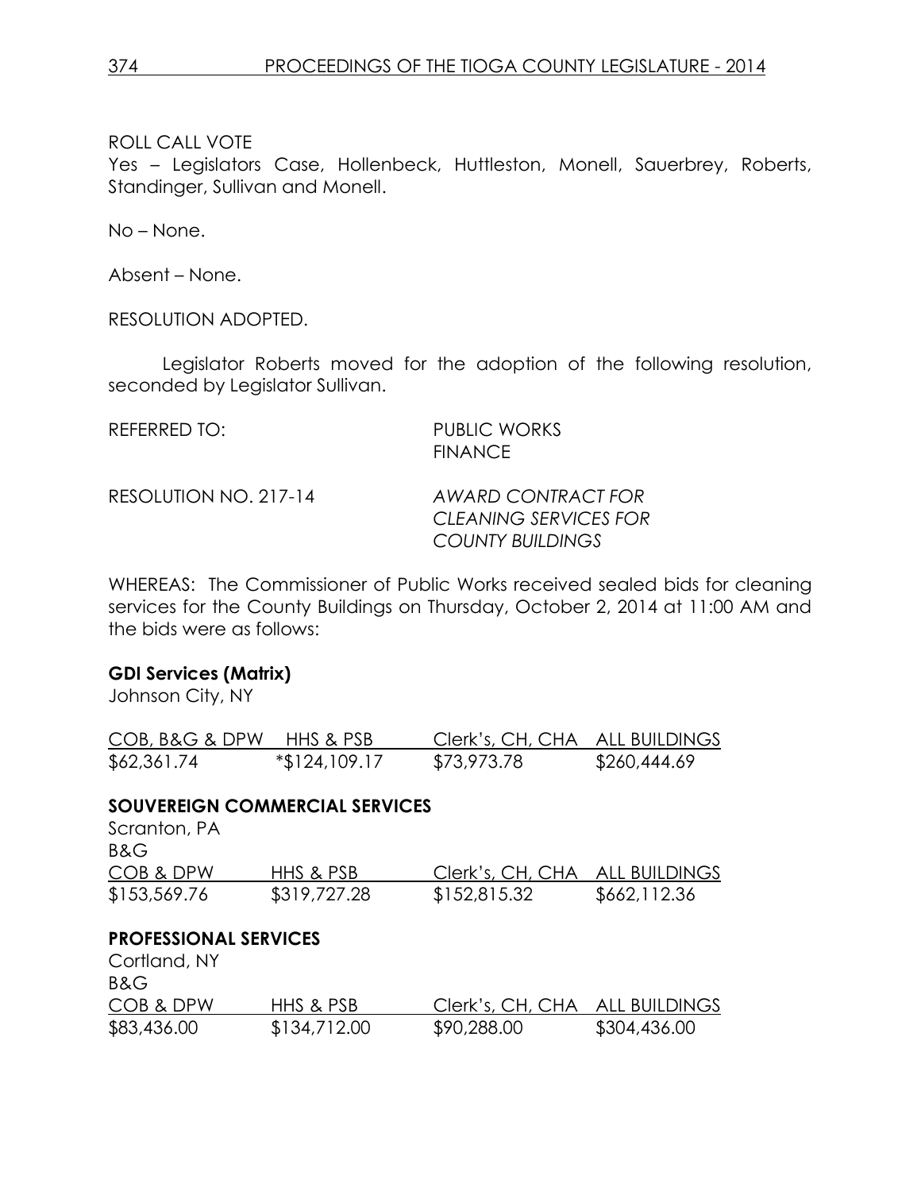ROLL CALL VOTE

Yes – Legislators Case, Hollenbeck, Huttleston, Monell, Sauerbrey, Roberts, Standinger, Sullivan and Monell.

No – None.

Absent – None.

RESOLUTION ADOPTED.

Legislator Roberts moved for the adoption of the following resolution, seconded by Legislator Sullivan.

REFERRED TO: PUBLIC WORKS
FINANCE

RESOLUTION NO. 217-14 *AWARD CONTRACT FOR CLEANING SERVICES FOR COUNTY BUILDINGS*

WHEREAS: The Commissioner of Public Works received sealed bids for cleaning services for the County Buildings on Thursday, October 2, 2014 at 11:00 AM and the bids were as follows:

**GDI Services (Matrix)**
Johnson City, NY

| COB, B&G & DPW | HHS & PSB | Clerk's, CH, CHA | ALL BUILDINGS |
|---|---|---|---|
| $62,361.74 | *$124,109.17 | $73,973.78 | $260,444.69 |

**SOUVEREIGN COMMERCIAL SERVICES**
Scranton, PA

| B&G COB & DPW | HHS & PSB | Clerk's, CH, CHA | ALL BUILDINGS |
|---|---|---|---|
| $153,569.76 | $319,727.28 | $152,815.32 | $662,112.36 |

**PROFESSIONAL SERVICES**
Cortland, NY

| B&G COB & DPW | HHS & PSB | Clerk's, CH, CHA | ALL BUILDINGS |
|---|---|---|---|
| $83,436.00 | $134,712.00 | $90,288.00 | $304,436.00 |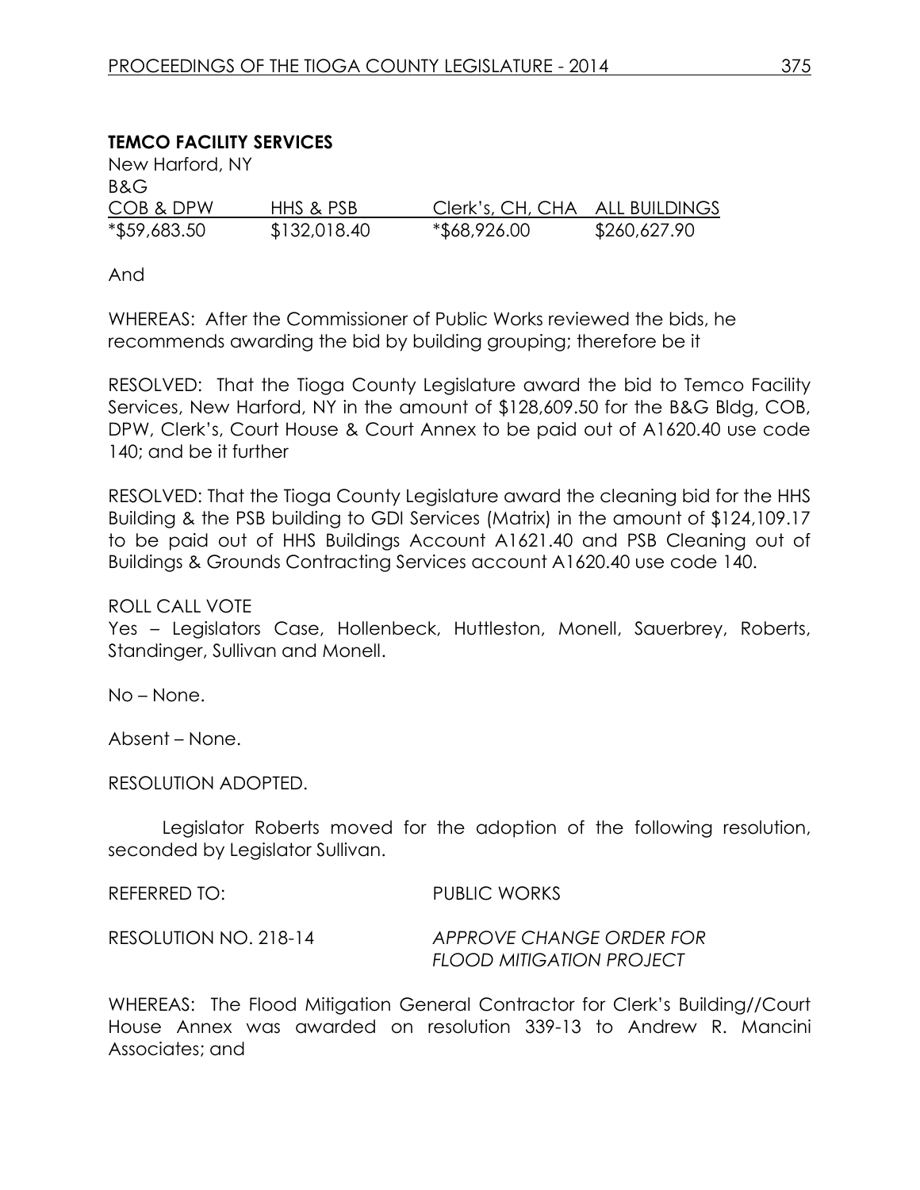**TEMCO FACILITY SERVICES**

New Harford, NY

| B&G COB & DPW | HHS & PSB | Clerk's, CH, CHA | ALL BUILDINGS |
|---|---|---|---|
| *$59,683.50 | $132,018.40 | *$68,926.00 | $260,627.90 |

And

WHEREAS: After the Commissioner of Public Works reviewed the bids, he recommends awarding the bid by building grouping; therefore be it

RESOLVED: That the Tioga County Legislature award the bid to Temco Facility Services, New Harford, NY in the amount of $128,609.50 for the B&G Bldg, COB, DPW, Clerk's, Court House & Court Annex to be paid out of A1620.40 use code 140; and be it further

RESOLVED: That the Tioga County Legislature award the cleaning bid for the HHS Building & the PSB building to GDI Services (Matrix) in the amount of $124,109.17 to be paid out of HHS Buildings Account A1621.40 and PSB Cleaning out of Buildings & Grounds Contracting Services account A1620.40 use code 140.

ROLL CALL VOTE

Yes – Legislators Case, Hollenbeck, Huttleston, Monell, Sauerbrey, Roberts, Standinger, Sullivan and Monell.

No – None.

Absent – None.

RESOLUTION ADOPTED.

Legislator Roberts moved for the adoption of the following resolution, seconded by Legislator Sullivan.

REFERRED TO: PUBLIC WORKS

RESOLUTION NO. 218-14 *APPROVE CHANGE ORDER FOR FLOOD MITIGATION PROJECT*

WHEREAS: The Flood Mitigation General Contractor for Clerk's Building//Court House Annex was awarded on resolution 339-13 to Andrew R. Mancini Associates; and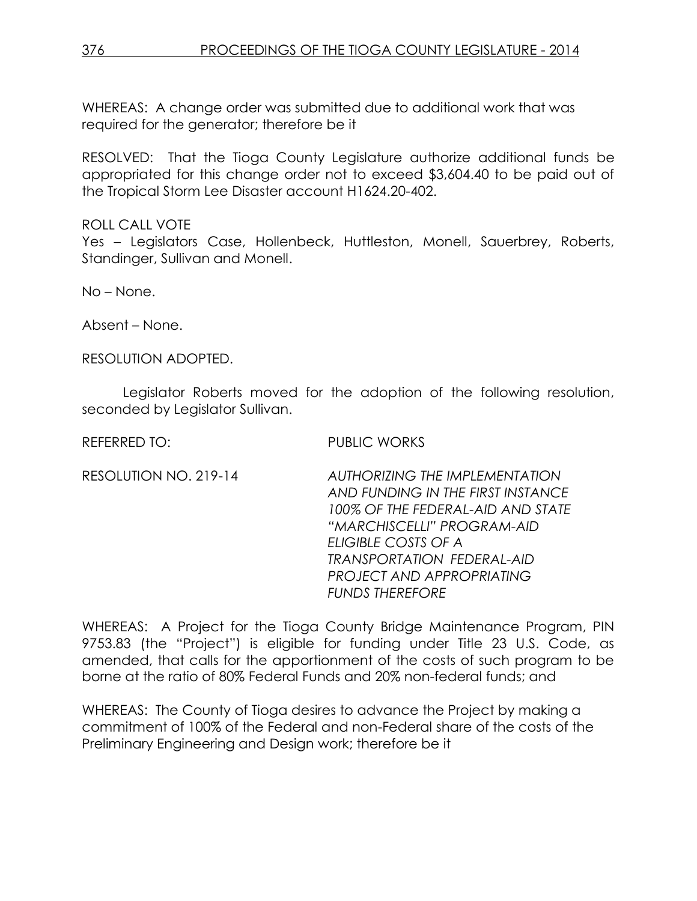WHEREAS: A change order was submitted due to additional work that was required for the generator; therefore be it

RESOLVED: That the Tioga County Legislature authorize additional funds be appropriated for this change order not to exceed $3,604.40 to be paid out of the Tropical Storm Lee Disaster account H1624.20-402.

ROLL CALL VOTE
Yes – Legislators Case, Hollenbeck, Huttleston, Monell, Sauerbrey, Roberts, Standinger, Sullivan and Monell.

No – None.

Absent – None.

RESOLUTION ADOPTED.

Legislator Roberts moved for the adoption of the following resolution, seconded by Legislator Sullivan.

REFERRED TO: PUBLIC WORKS

RESOLUTION NO. 219-14 *AUTHORIZING THE IMPLEMENTATION AND FUNDING IN THE FIRST INSTANCE 100% OF THE FEDERAL-AID AND STATE "MARCHISCELLI" PROGRAM-AID ELIGIBLE COSTS OF A TRANSPORTATION FEDERAL-AID PROJECT AND APPROPRIATING FUNDS THEREFORE*

WHEREAS: A Project for the Tioga County Bridge Maintenance Program, PIN 9753.83 (the "Project") is eligible for funding under Title 23 U.S. Code, as amended, that calls for the apportionment of the costs of such program to be borne at the ratio of 80% Federal Funds and 20% non-federal funds; and

WHEREAS: The County of Tioga desires to advance the Project by making a commitment of 100% of the Federal and non-Federal share of the costs of the Preliminary Engineering and Design work; therefore be it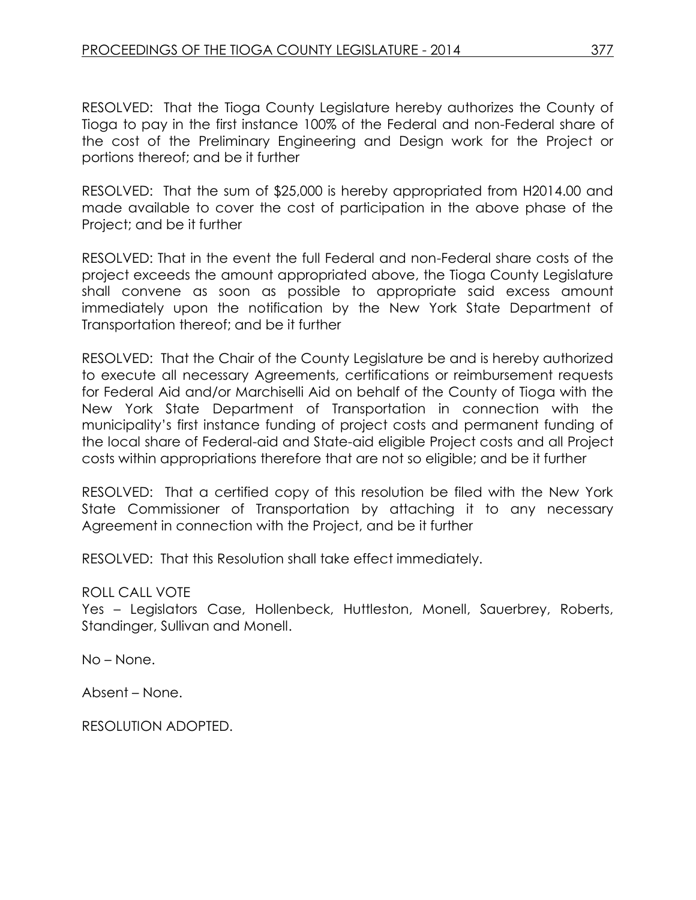RESOLVED: That the Tioga County Legislature hereby authorizes the County of Tioga to pay in the first instance 100% of the Federal and non-Federal share of the cost of the Preliminary Engineering and Design work for the Project or portions thereof; and be it further

RESOLVED: That the sum of $25,000 is hereby appropriated from H2014.00 and made available to cover the cost of participation in the above phase of the Project; and be it further

RESOLVED: That in the event the full Federal and non-Federal share costs of the project exceeds the amount appropriated above, the Tioga County Legislature shall convene as soon as possible to appropriate said excess amount immediately upon the notification by the New York State Department of Transportation thereof; and be it further

RESOLVED: That the Chair of the County Legislature be and is hereby authorized to execute all necessary Agreements, certifications or reimbursement requests for Federal Aid and/or Marchiselli Aid on behalf of the County of Tioga with the New York State Department of Transportation in connection with the municipality's first instance funding of project costs and permanent funding of the local share of Federal-aid and State-aid eligible Project costs and all Project costs within appropriations therefore that are not so eligible; and be it further

RESOLVED: That a certified copy of this resolution be filed with the New York State Commissioner of Transportation by attaching it to any necessary Agreement in connection with the Project, and be it further

RESOLVED: That this Resolution shall take effect immediately.

ROLL CALL VOTE
Yes – Legislators Case, Hollenbeck, Huttleston, Monell, Sauerbrey, Roberts, Standinger, Sullivan and Monell.

No – None.

Absent – None.

RESOLUTION ADOPTED.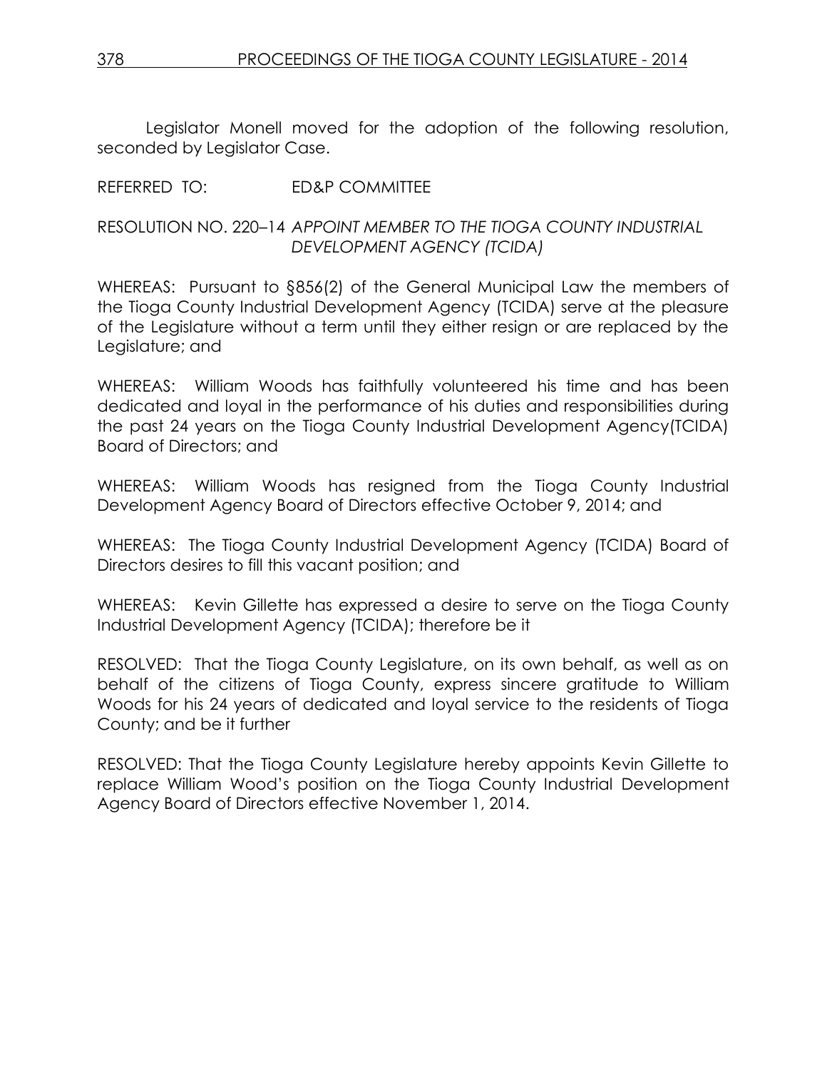Legislator Monell moved for the adoption of the following resolution, seconded by Legislator Case.

REFERRED TO: ED&P COMMITTEE

RESOLUTION NO. 220–14 *APPOINT MEMBER TO THE TIOGA COUNTY INDUSTRIAL DEVELOPMENT AGENCY (TCIDA)*

WHEREAS: Pursuant to §856(2) of the General Municipal Law the members of the Tioga County Industrial Development Agency (TCIDA) serve at the pleasure of the Legislature without a term until they either resign or are replaced by the Legislature; and

WHEREAS: William Woods has faithfully volunteered his time and has been dedicated and loyal in the performance of his duties and responsibilities during the past 24 years on the Tioga County Industrial Development Agency(TCIDA) Board of Directors; and

WHEREAS: William Woods has resigned from the Tioga County Industrial Development Agency Board of Directors effective October 9, 2014; and

WHEREAS: The Tioga County Industrial Development Agency (TCIDA) Board of Directors desires to fill this vacant position; and

WHEREAS: Kevin Gillette has expressed a desire to serve on the Tioga County Industrial Development Agency (TCIDA); therefore be it

RESOLVED: That the Tioga County Legislature, on its own behalf, as well as on behalf of the citizens of Tioga County, express sincere gratitude to William Woods for his 24 years of dedicated and loyal service to the residents of Tioga County; and be it further

RESOLVED: That the Tioga County Legislature hereby appoints Kevin Gillette to replace William Wood's position on the Tioga County Industrial Development Agency Board of Directors effective November 1, 2014.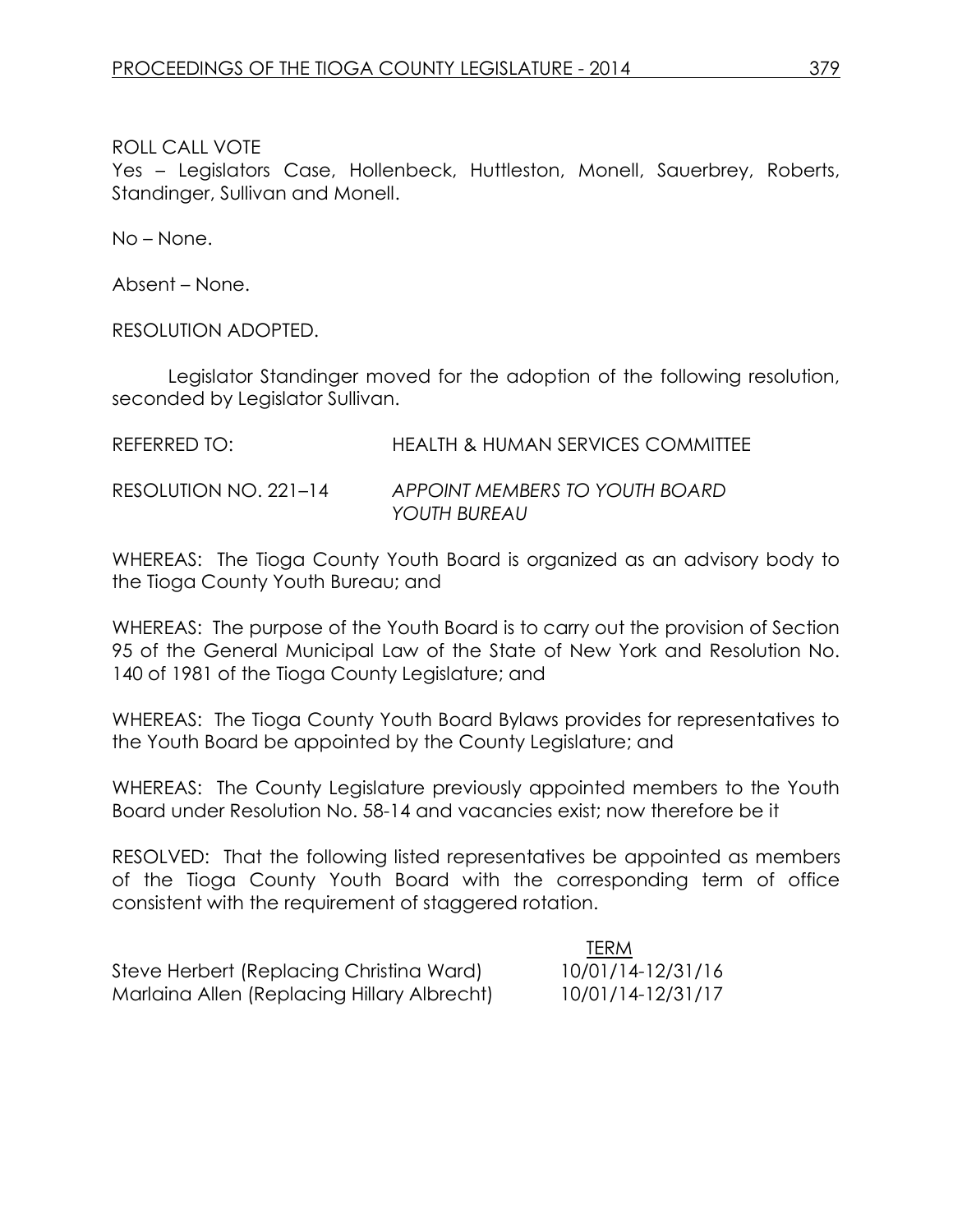ROLL CALL VOTE

Yes – Legislators Case, Hollenbeck, Huttleston, Monell, Sauerbrey, Roberts, Standinger, Sullivan and Monell.

No – None.

Absent – None.

RESOLUTION ADOPTED.

Legislator Standinger moved for the adoption of the following resolution, seconded by Legislator Sullivan.

REFERRED TO: HEALTH & HUMAN SERVICES COMMITTEE

RESOLUTION NO. 221–14 *APPOINT MEMBERS TO YOUTH BOARD YOUTH BUREAU*

WHEREAS: The Tioga County Youth Board is organized as an advisory body to the Tioga County Youth Bureau; and

WHEREAS: The purpose of the Youth Board is to carry out the provision of Section 95 of the General Municipal Law of the State of New York and Resolution No. 140 of 1981 of the Tioga County Legislature; and

WHEREAS: The Tioga County Youth Board Bylaws provides for representatives to the Youth Board be appointed by the County Legislature; and

WHEREAS: The County Legislature previously appointed members to the Youth Board under Resolution No. 58-14 and vacancies exist; now therefore be it

RESOLVED: That the following listed representatives be appointed as members of the Tioga County Youth Board with the corresponding term of office consistent with the requirement of staggered rotation.

| | TERM |
|---|---|
| Steve Herbert (Replacing Christina Ward) | 10/01/14-12/31/16 |
| Marlaina Allen (Replacing Hillary Albrecht) | 10/01/14-12/31/17 |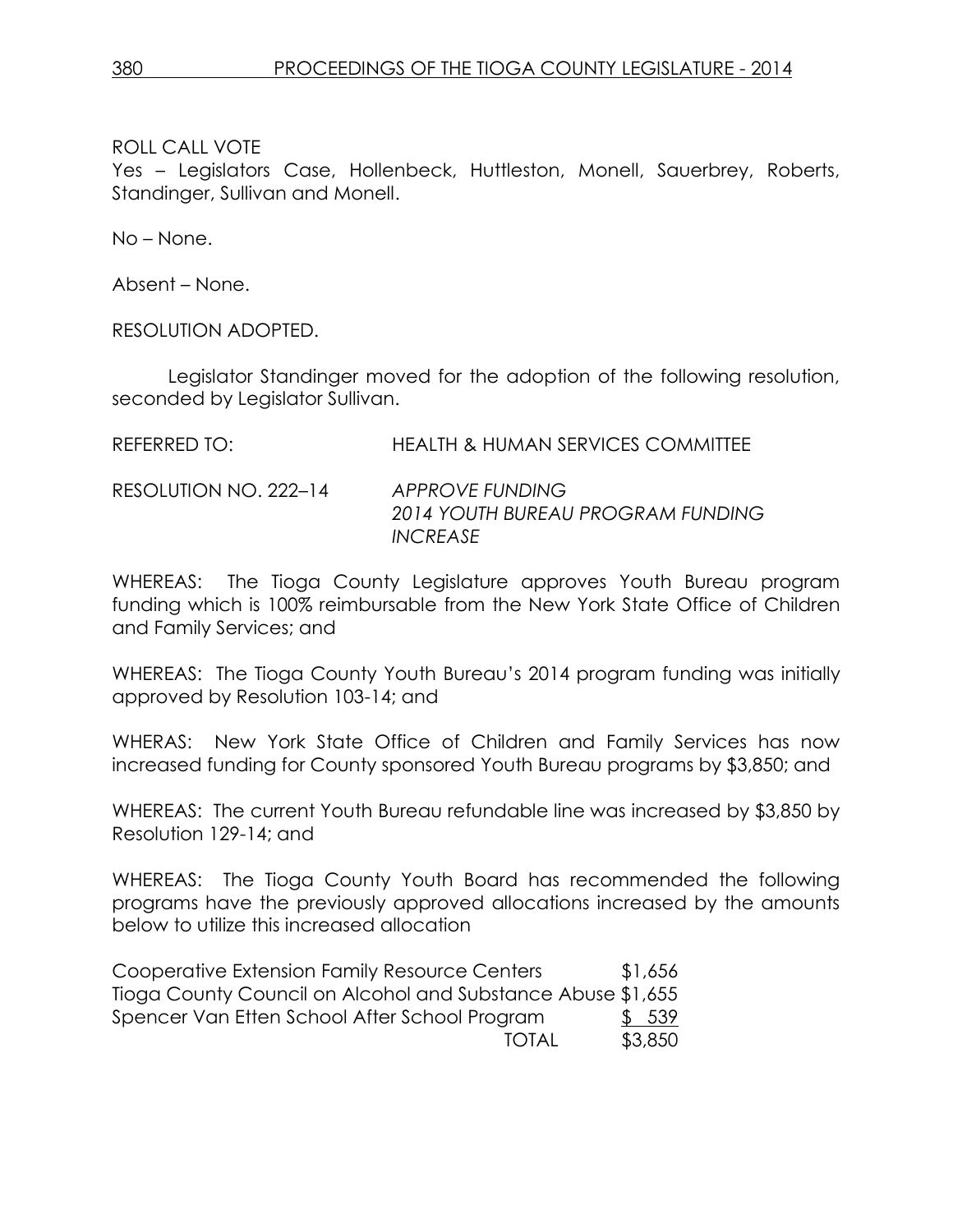ROLL CALL VOTE
Yes – Legislators Case, Hollenbeck, Huttleston, Monell, Sauerbrey, Roberts, Standinger, Sullivan and Monell.

No – None.

Absent – None.

RESOLUTION ADOPTED.

Legislator Standinger moved for the adoption of the following resolution, seconded by Legislator Sullivan.

REFERRED TO: HEALTH & HUMAN SERVICES COMMITTEE

RESOLUTION NO. 222–14 *APPROVE FUNDING 2014 YOUTH BUREAU PROGRAM FUNDING INCREASE*

WHEREAS: The Tioga County Legislature approves Youth Bureau program funding which is 100% reimbursable from the New York State Office of Children and Family Services; and

WHEREAS: The Tioga County Youth Bureau's 2014 program funding was initially approved by Resolution 103-14; and

WHERAS: New York State Office of Children and Family Services has now increased funding for County sponsored Youth Bureau programs by $3,850; and

WHEREAS: The current Youth Bureau refundable line was increased by $3,850 by Resolution 129-14; and

WHEREAS: The Tioga County Youth Board has recommended the following programs have the previously approved allocations increased by the amounts below to utilize this increased allocation

| | |
|---|---|
| Cooperative Extension Family Resource Centers | $1,656 |
| Tioga County Council on Alcohol and Substance Abuse | $1,655 |
| Spencer Van Etten School After School Program | $ 539 |
| TOTAL | $3,850 |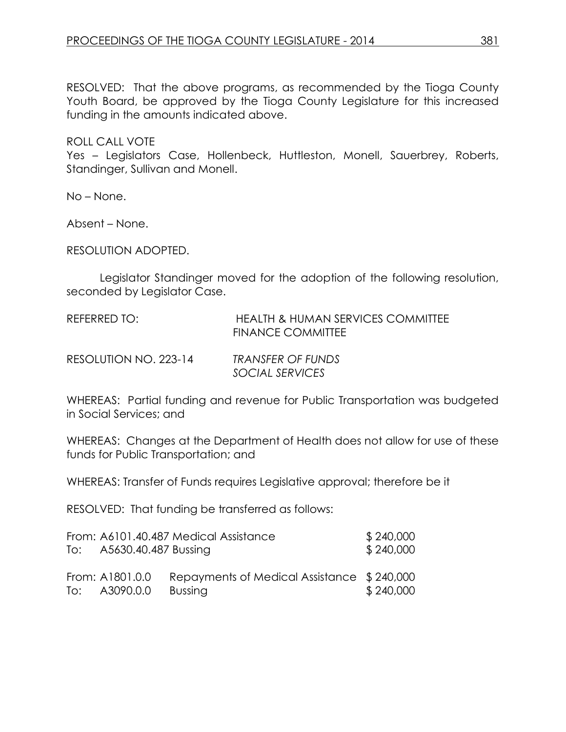RESOLVED: That the above programs, as recommended by the Tioga County Youth Board, be approved by the Tioga County Legislature for this increased funding in the amounts indicated above.

ROLL CALL VOTE
Yes – Legislators Case, Hollenbeck, Huttleston, Monell, Sauerbrey, Roberts, Standinger, Sullivan and Monell.

No – None.

Absent – None.

RESOLUTION ADOPTED.

Legislator Standinger moved for the adoption of the following resolution, seconded by Legislator Case.

REFERRED TO: HEALTH & HUMAN SERVICES COMMITTEE
FINANCE COMMITTEE

RESOLUTION NO. 223-14 *TRANSFER OF FUNDS*
*SOCIAL SERVICES*

WHEREAS: Partial funding and revenue for Public Transportation was budgeted in Social Services; and

WHEREAS: Changes at the Department of Health does not allow for use of these funds for Public Transportation; and

WHEREAS: Transfer of Funds requires Legislative approval; therefore be it

RESOLVED: That funding be transferred as follows:

| | | |
|---|---|---|
| From: | A6101.40.487 Medical Assistance | $ 240,000 |
| To: | A5630.40.487 Bussing | $ 240,000 |

| | | | |
|---|---|---|---|
| From: | A1801.0.0 | Repayments of Medical Assistance | $ 240,000 |
| To: | A3090.0.0 | Bussing | $ 240,000 |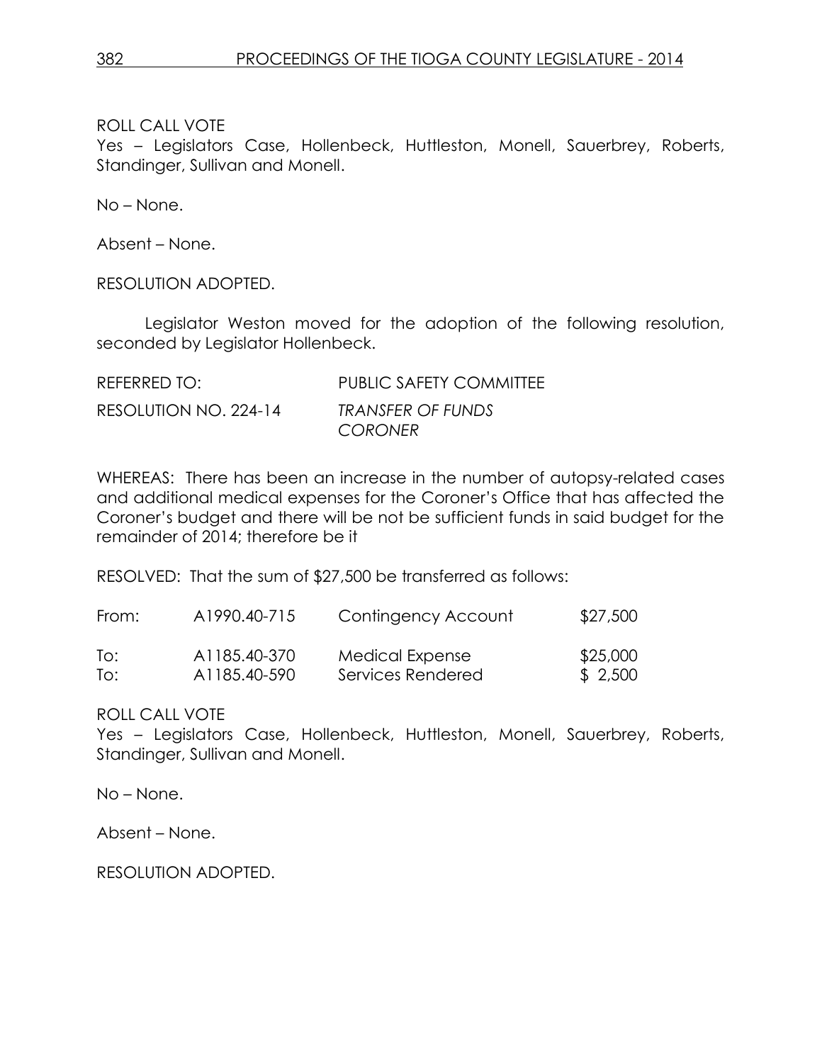ROLL CALL VOTE
Yes – Legislators Case, Hollenbeck, Huttleston, Monell, Sauerbrey, Roberts, Standinger, Sullivan and Monell.

No – None.

Absent – None.

RESOLUTION ADOPTED.

Legislator Weston moved for the adoption of the following resolution, seconded by Legislator Hollenbeck.

REFERRED TO: PUBLIC SAFETY COMMITTEE

RESOLUTION NO. 224-14 *TRANSFER OF FUNDS CORONER*

WHEREAS: There has been an increase in the number of autopsy-related cases and additional medical expenses for the Coroner's Office that has affected the Coroner's budget and there will be not be sufficient funds in said budget for the remainder of 2014; therefore be it

RESOLVED: That the sum of $27,500 be transferred as follows:

| | | | |
|---|---|---|---|
| From: | A1990.40-715 | Contingency Account | $27,500 |
| To: | A1185.40-370 | Medical Expense | $25,000 |
| To: | A1185.40-590 | Services Rendered | $ 2,500 |

ROLL CALL VOTE
Yes – Legislators Case, Hollenbeck, Huttleston, Monell, Sauerbrey, Roberts, Standinger, Sullivan and Monell.

No – None.

Absent – None.

RESOLUTION ADOPTED.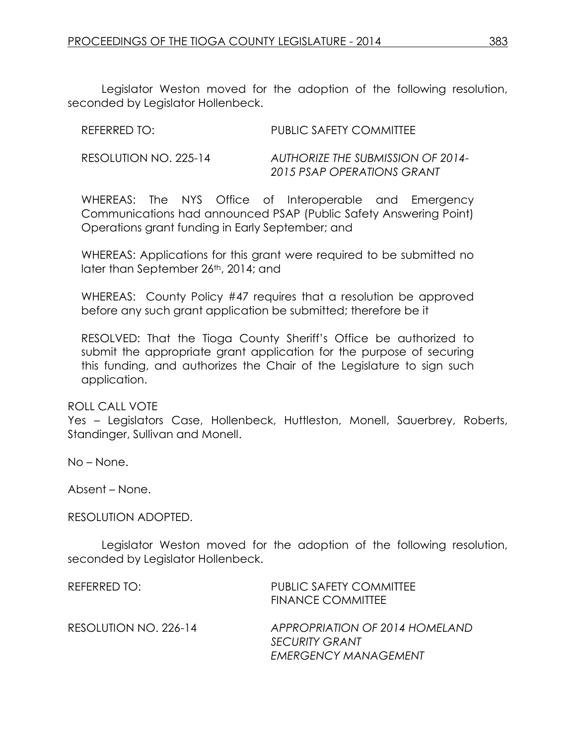Legislator Weston moved for the adoption of the following resolution, seconded by Legislator Hollenbeck.

REFERRED TO: PUBLIC SAFETY COMMITTEE

RESOLUTION NO. 225-14 *AUTHORIZE THE SUBMISSION OF 2014-2015 PSAP OPERATIONS GRANT*

WHEREAS: The NYS Office of Interoperable and Emergency Communications had announced PSAP (Public Safety Answering Point) Operations grant funding in Early September; and

WHEREAS: Applications for this grant were required to be submitted no later than September 26th, 2014; and

WHEREAS: County Policy #47 requires that a resolution be approved before any such grant application be submitted; therefore be it

RESOLVED: That the Tioga County Sheriff's Office be authorized to submit the appropriate grant application for the purpose of securing this funding, and authorizes the Chair of the Legislature to sign such application.

ROLL CALL VOTE
Yes – Legislators Case, Hollenbeck, Huttleston, Monell, Sauerbrey, Roberts, Standinger, Sullivan and Monell.

No – None.

Absent – None.

RESOLUTION ADOPTED.

Legislator Weston moved for the adoption of the following resolution, seconded by Legislator Hollenbeck.

REFERRED TO: PUBLIC SAFETY COMMITTEE
FINANCE COMMITTEE

RESOLUTION NO. 226-14 *APPROPRIATION OF 2014 HOMELAND SECURITY GRANT EMERGENCY MANAGEMENT*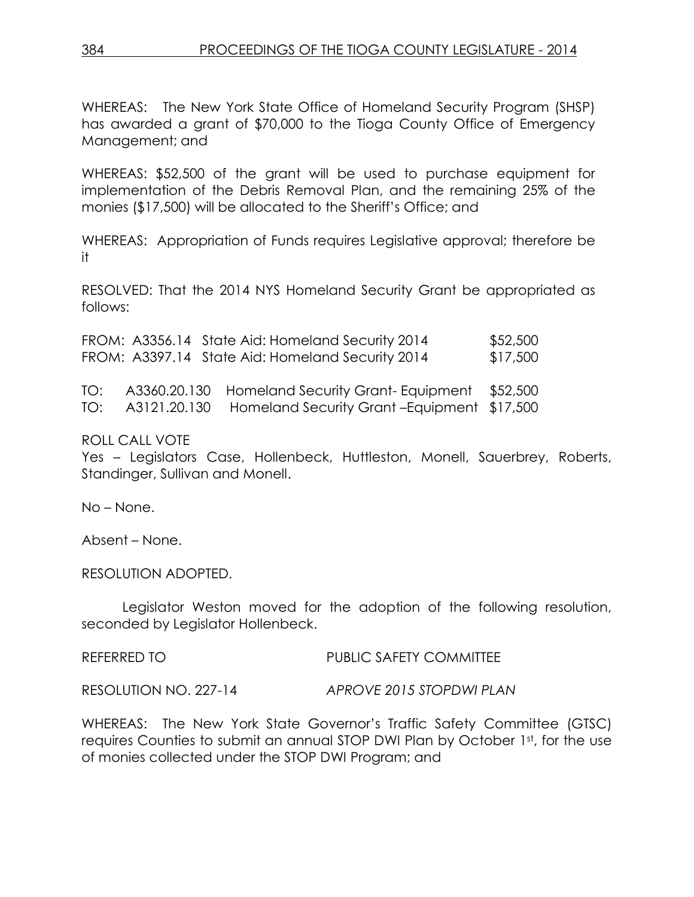WHEREAS: The New York State Office of Homeland Security Program (SHSP) has awarded a grant of $70,000 to the Tioga County Office of Emergency Management; and

WHEREAS: $52,500 of the grant will be used to purchase equipment for implementation of the Debris Removal Plan, and the remaining 25% of the monies ($17,500) will be allocated to the Sheriff's Office; and

WHEREAS: Appropriation of Funds requires Legislative approval; therefore be it

RESOLVED: That the 2014 NYS Homeland Security Grant be appropriated as follows:

| | | | |
|---|---|---|---|
| FROM: | A3356.14 | State Aid: Homeland Security 2014 | $52,500 |
| FROM: | A3397.14 | State Aid: Homeland Security 2014 | $17,500 |
| TO: | A3360.20.130 | Homeland Security Grant- Equipment | $52,500 |
| TO: | A3121.20.130 | Homeland Security Grant –Equipment | $17,500 |

ROLL CALL VOTE
Yes – Legislators Case, Hollenbeck, Huttleston, Monell, Sauerbrey, Roberts, Standinger, Sullivan and Monell.

No – None.

Absent – None.

RESOLUTION ADOPTED.

Legislator Weston moved for the adoption of the following resolution, seconded by Legislator Hollenbeck.

REFERRED TO PUBLIC SAFETY COMMITTEE

RESOLUTION NO. 227-14 *APROVE 2015 STOPDWI PLAN*

WHEREAS: The New York State Governor's Traffic Safety Committee (GTSC) requires Counties to submit an annual STOP DWI Plan by October 1st, for the use of monies collected under the STOP DWI Program; and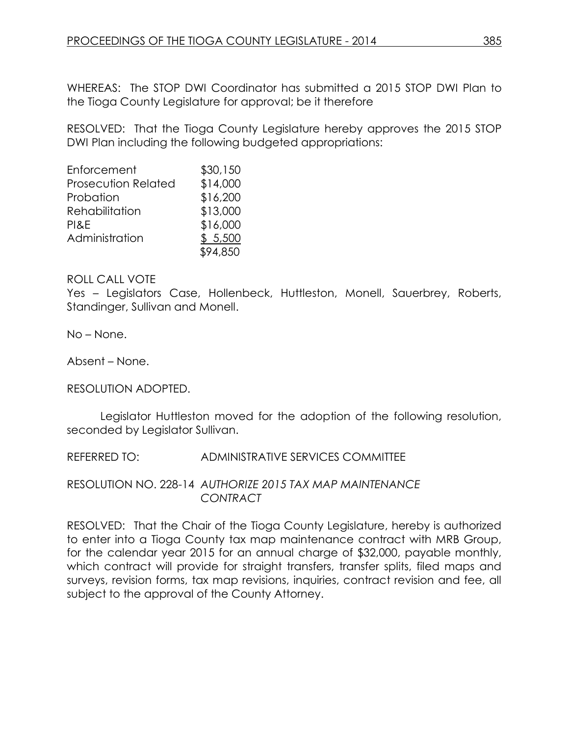WHEREAS: The STOP DWI Coordinator has submitted a 2015 STOP DWI Plan to the Tioga County Legislature for approval; be it therefore

RESOLVED: That the Tioga County Legislature hereby approves the 2015 STOP DWI Plan including the following budgeted appropriations:

| | |
|---|---|
| Enforcement | $30,150 |
| Prosecution Related | $14,000 |
| Probation | $16,200 |
| Rehabilitation | $13,000 |
| PI&E | $16,000 |
| Administration | $ 5,500 |
| | $94,850 |

ROLL CALL VOTE
Yes – Legislators Case, Hollenbeck, Huttleston, Monell, Sauerbrey, Roberts, Standinger, Sullivan and Monell.

No – None.

Absent – None.

RESOLUTION ADOPTED.

Legislator Huttleston moved for the adoption of the following resolution, seconded by Legislator Sullivan.

REFERRED TO: ADMINISTRATIVE SERVICES COMMITTEE

RESOLUTION NO. 228-14 *AUTHORIZE 2015 TAX MAP MAINTENANCE CONTRACT*

RESOLVED: That the Chair of the Tioga County Legislature, hereby is authorized to enter into a Tioga County tax map maintenance contract with MRB Group, for the calendar year 2015 for an annual charge of $32,000, payable monthly, which contract will provide for straight transfers, transfer splits, filed maps and surveys, revision forms, tax map revisions, inquiries, contract revision and fee, all subject to the approval of the County Attorney.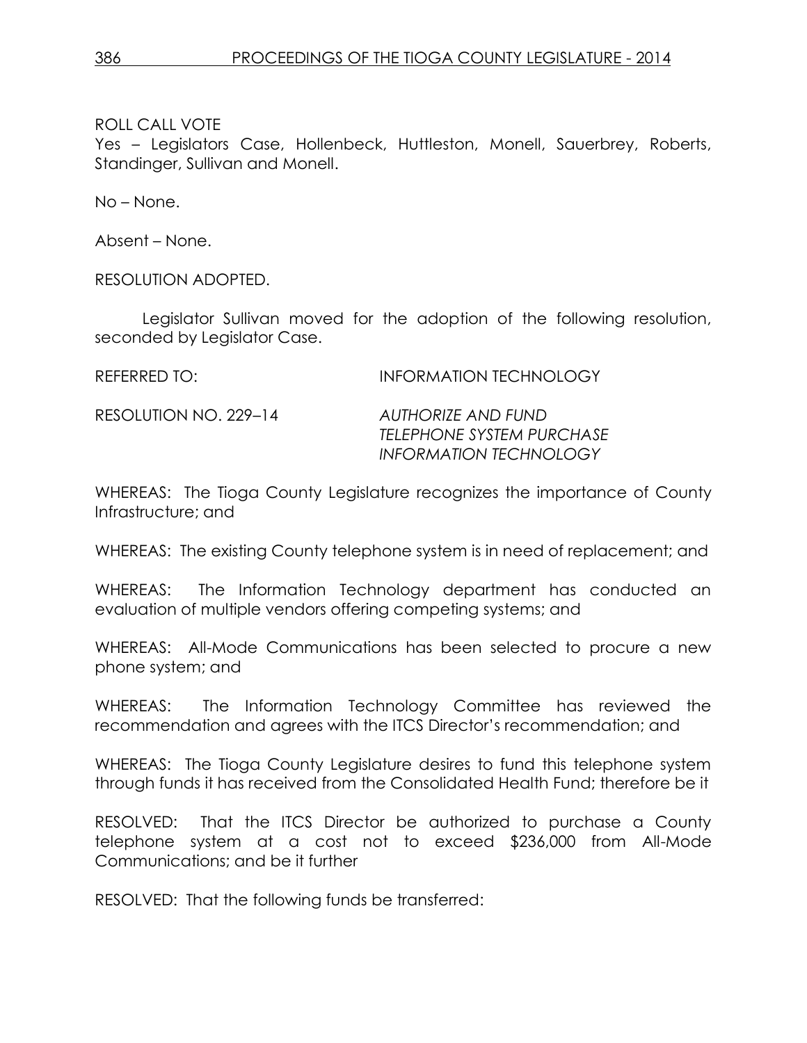ROLL CALL VOTE
Yes – Legislators Case, Hollenbeck, Huttleston, Monell, Sauerbrey, Roberts, Standinger, Sullivan and Monell.

No – None.

Absent – None.

RESOLUTION ADOPTED.

Legislator Sullivan moved for the adoption of the following resolution, seconded by Legislator Case.

REFERRED TO: INFORMATION TECHNOLOGY

RESOLUTION NO. 229–14 *AUTHORIZE AND FUND TELEPHONE SYSTEM PURCHASE INFORMATION TECHNOLOGY*

WHEREAS: The Tioga County Legislature recognizes the importance of County Infrastructure; and

WHEREAS: The existing County telephone system is in need of replacement; and

WHEREAS: The Information Technology department has conducted an evaluation of multiple vendors offering competing systems; and

WHEREAS: All-Mode Communications has been selected to procure a new phone system; and

WHEREAS: The Information Technology Committee has reviewed the recommendation and agrees with the ITCS Director's recommendation; and

WHEREAS: The Tioga County Legislature desires to fund this telephone system through funds it has received from the Consolidated Health Fund; therefore be it

RESOLVED: That the ITCS Director be authorized to purchase a County telephone system at a cost not to exceed $236,000 from All-Mode Communications; and be it further

RESOLVED: That the following funds be transferred: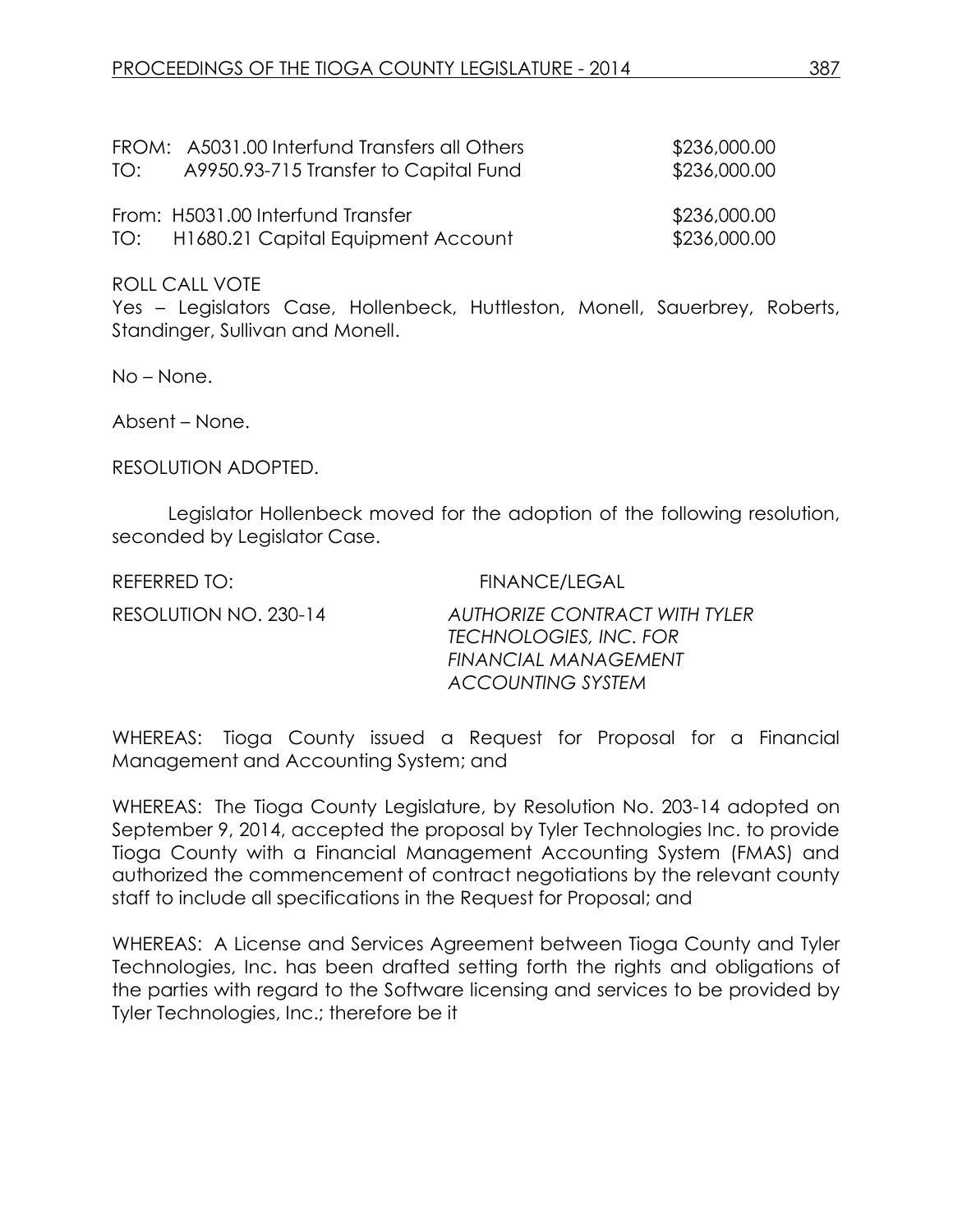| | | |
|---|---|---|
| FROM: | A5031.00 Interfund Transfers all Others | $236,000.00 |
| TO: | A9950.93-715 Transfer to Capital Fund | $236,000.00 |
| From: | H5031.00 Interfund Transfer | $236,000.00 |
| TO: | H1680.21 Capital Equipment Account | $236,000.00 |

ROLL CALL VOTE
Yes – Legislators Case, Hollenbeck, Huttleston, Monell, Sauerbrey, Roberts, Standinger, Sullivan and Monell.

No – None.

Absent – None.

RESOLUTION ADOPTED.

Legislator Hollenbeck moved for the adoption of the following resolution, seconded by Legislator Case.

REFERRED TO: FINANCE/LEGAL

RESOLUTION NO. 230-14 *AUTHORIZE CONTRACT WITH TYLER TECHNOLOGIES, INC. FOR FINANCIAL MANAGEMENT ACCOUNTING SYSTEM*

WHEREAS: Tioga County issued a Request for Proposal for a Financial Management and Accounting System; and

WHEREAS: The Tioga County Legislature, by Resolution No. 203-14 adopted on September 9, 2014, accepted the proposal by Tyler Technologies Inc. to provide Tioga County with a Financial Management Accounting System (FMAS) and authorized the commencement of contract negotiations by the relevant county staff to include all specifications in the Request for Proposal; and

WHEREAS: A License and Services Agreement between Tioga County and Tyler Technologies, Inc. has been drafted setting forth the rights and obligations of the parties with regard to the Software licensing and services to be provided by Tyler Technologies, Inc.; therefore be it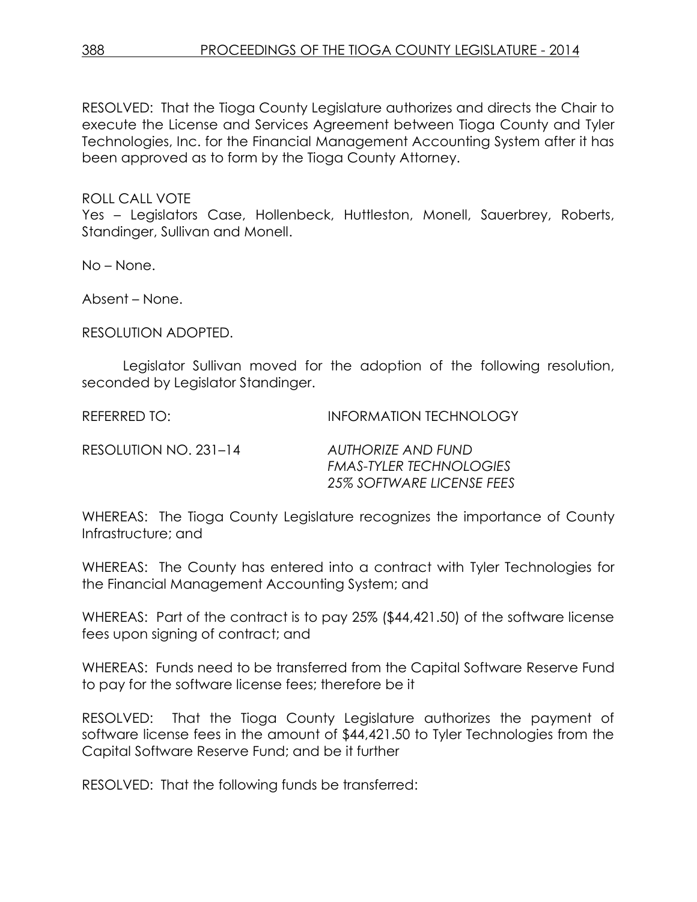RESOLVED: That the Tioga County Legislature authorizes and directs the Chair to execute the License and Services Agreement between Tioga County and Tyler Technologies, Inc. for the Financial Management Accounting System after it has been approved as to form by the Tioga County Attorney.

ROLL CALL VOTE
Yes – Legislators Case, Hollenbeck, Huttleston, Monell, Sauerbrey, Roberts, Standinger, Sullivan and Monell.

No – None.

Absent – None.

RESOLUTION ADOPTED.

Legislator Sullivan moved for the adoption of the following resolution, seconded by Legislator Standinger.

REFERRED TO: INFORMATION TECHNOLOGY

RESOLUTION NO. 231–14 *AUTHORIZE AND FUND FMAS-TYLER TECHNOLOGIES 25% SOFTWARE LICENSE FEES*

WHEREAS: The Tioga County Legislature recognizes the importance of County Infrastructure; and

WHEREAS: The County has entered into a contract with Tyler Technologies for the Financial Management Accounting System; and

WHEREAS: Part of the contract is to pay 25% ($44,421.50) of the software license fees upon signing of contract; and

WHEREAS: Funds need to be transferred from the Capital Software Reserve Fund to pay for the software license fees; therefore be it

RESOLVED: That the Tioga County Legislature authorizes the payment of software license fees in the amount of $44,421.50 to Tyler Technologies from the Capital Software Reserve Fund; and be it further

RESOLVED: That the following funds be transferred: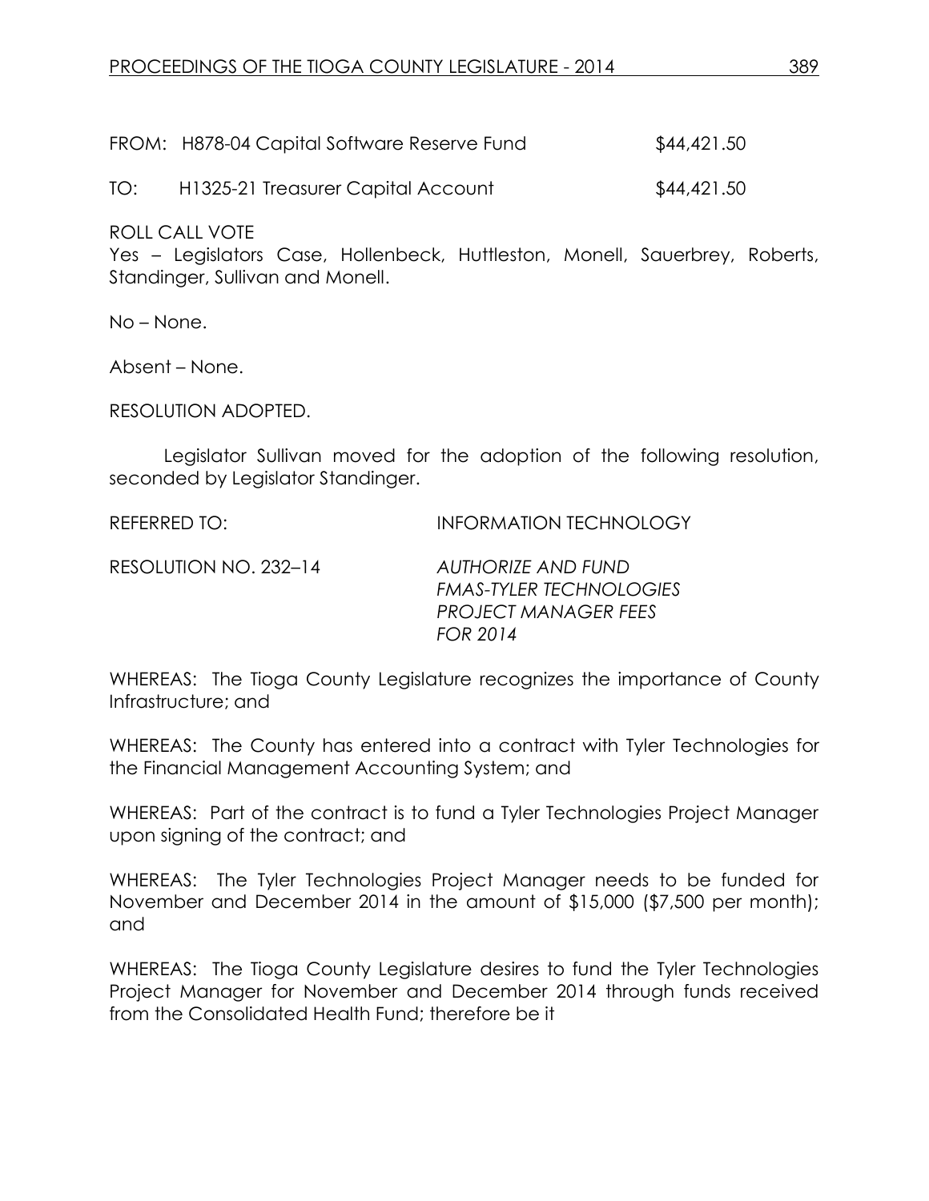FROM: H878-04 Capital Software Reserve Fund $44,421.50

TO: H1325-21 Treasurer Capital Account $44,421.50

ROLL CALL VOTE
Yes – Legislators Case, Hollenbeck, Huttleston, Monell, Sauerbrey, Roberts, Standinger, Sullivan and Monell.

No – None.

Absent – None.

RESOLUTION ADOPTED.

Legislator Sullivan moved for the adoption of the following resolution, seconded by Legislator Standinger.

REFERRED TO: INFORMATION TECHNOLOGY

RESOLUTION NO. 232–14 *AUTHORIZE AND FUND FMAS-TYLER TECHNOLOGIES PROJECT MANAGER FEES FOR 2014*

WHEREAS: The Tioga County Legislature recognizes the importance of County Infrastructure; and

WHEREAS: The County has entered into a contract with Tyler Technologies for the Financial Management Accounting System; and

WHEREAS: Part of the contract is to fund a Tyler Technologies Project Manager upon signing of the contract; and

WHEREAS: The Tyler Technologies Project Manager needs to be funded for November and December 2014 in the amount of $15,000 ($7,500 per month); and

WHEREAS: The Tioga County Legislature desires to fund the Tyler Technologies Project Manager for November and December 2014 through funds received from the Consolidated Health Fund; therefore be it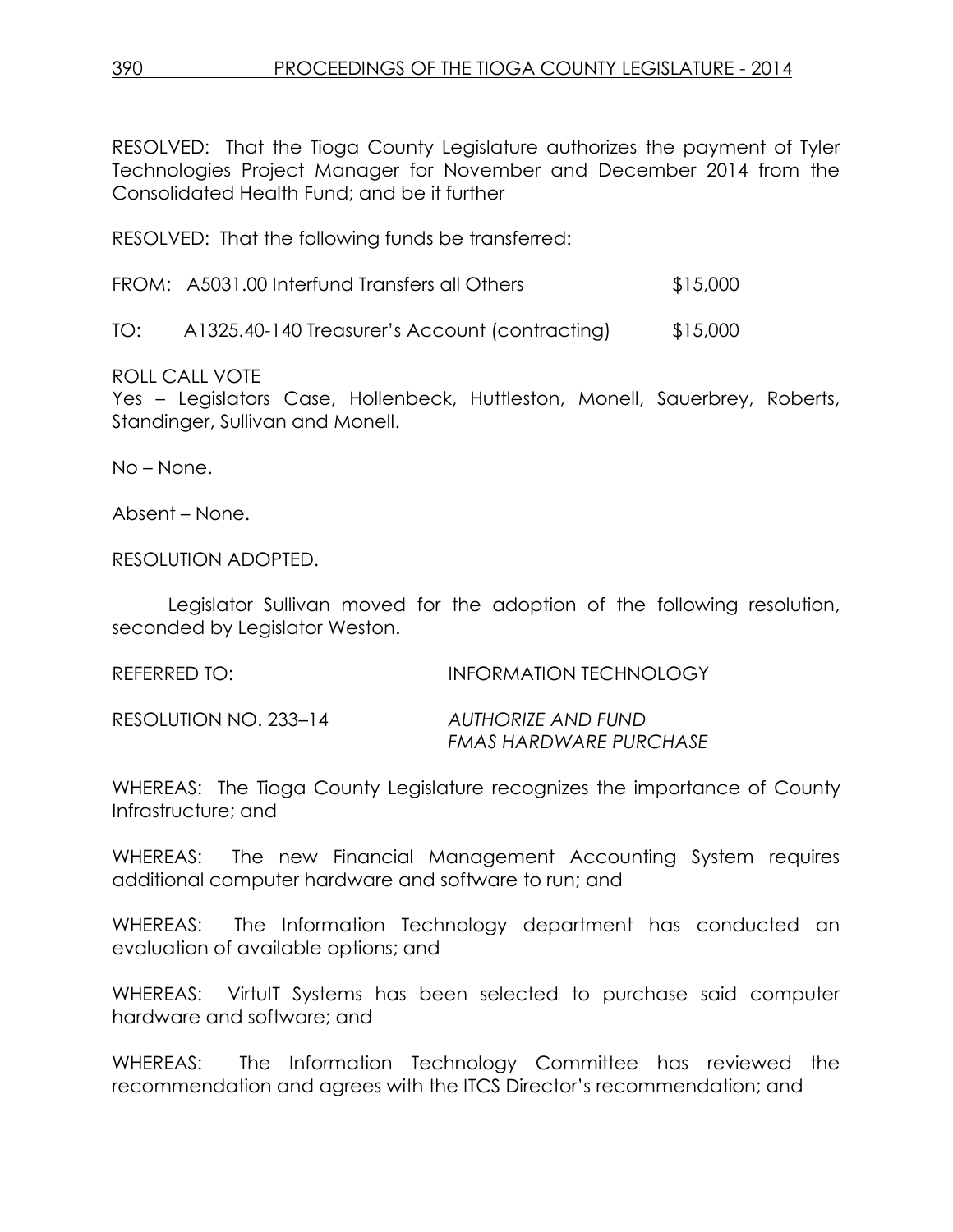RESOLVED: That the Tioga County Legislature authorizes the payment of Tyler Technologies Project Manager for November and December 2014 from the Consolidated Health Fund; and be it further

RESOLVED: That the following funds be transferred:

| | | |
|---|---|---|
| FROM: | A5031.00 Interfund Transfers all Others | $15,000 |
| TO: | A1325.40-140 Treasurer's Account (contracting) | $15,000 |

ROLL CALL VOTE
Yes – Legislators Case, Hollenbeck, Huttleston, Monell, Sauerbrey, Roberts, Standinger, Sullivan and Monell.

No – None.

Absent – None.

RESOLUTION ADOPTED.

Legislator Sullivan moved for the adoption of the following resolution, seconded by Legislator Weston.

REFERRED TO: INFORMATION TECHNOLOGY

RESOLUTION NO. 233–14 *AUTHORIZE AND FUND FMAS HARDWARE PURCHASE*

WHEREAS: The Tioga County Legislature recognizes the importance of County Infrastructure; and

WHEREAS: The new Financial Management Accounting System requires additional computer hardware and software to run; and

WHEREAS: The Information Technology department has conducted an evaluation of available options; and

WHEREAS: VirtuIT Systems has been selected to purchase said computer hardware and software; and

WHEREAS: The Information Technology Committee has reviewed the recommendation and agrees with the ITCS Director's recommendation; and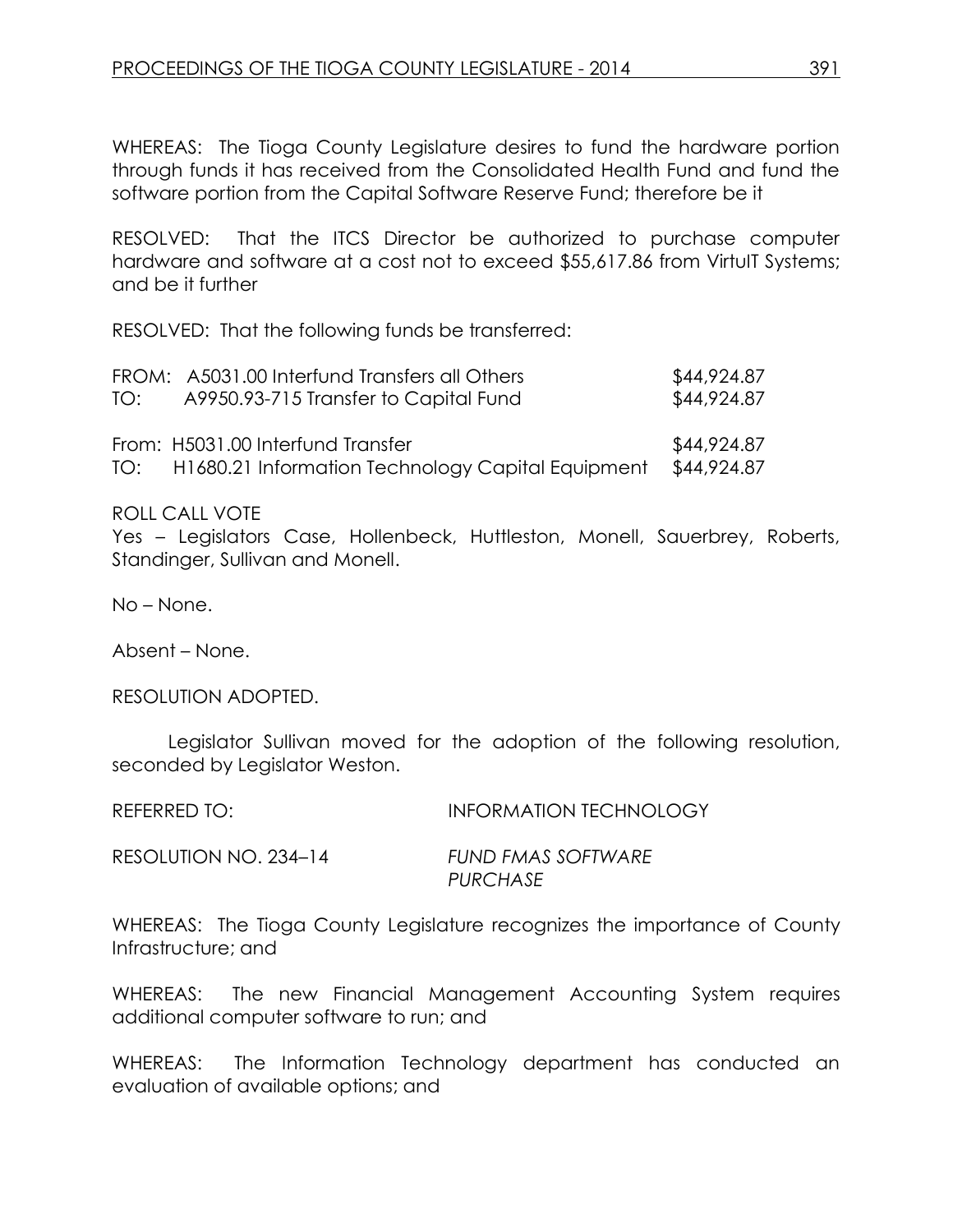WHEREAS: The Tioga County Legislature desires to fund the hardware portion through funds it has received from the Consolidated Health Fund and fund the software portion from the Capital Software Reserve Fund; therefore be it

RESOLVED: That the ITCS Director be authorized to purchase computer hardware and software at a cost not to exceed $55,617.86 from VirtuIT Systems; and be it further

RESOLVED: That the following funds be transferred:

| | | |
|---|---|---|
| FROM: | A5031.00 Interfund Transfers all Others | $44,924.87 |
| TO: | A9950.93-715 Transfer to Capital Fund | $44,924.87 |
| | | |
| From: | H5031.00 Interfund Transfer | $44,924.87 |
| TO: | H1680.21 Information Technology Capital Equipment | $44,924.87 |

ROLL CALL VOTE
Yes – Legislators Case, Hollenbeck, Huttleston, Monell, Sauerbrey, Roberts, Standinger, Sullivan and Monell.

No – None.

Absent – None.

RESOLUTION ADOPTED.

Legislator Sullivan moved for the adoption of the following resolution, seconded by Legislator Weston.

REFERRED TO: INFORMATION TECHNOLOGY

RESOLUTION NO. 234–14 *FUND FMAS SOFTWARE PURCHASE*

WHEREAS: The Tioga County Legislature recognizes the importance of County Infrastructure; and

WHEREAS: The new Financial Management Accounting System requires additional computer software to run; and

WHEREAS: The Information Technology department has conducted an evaluation of available options; and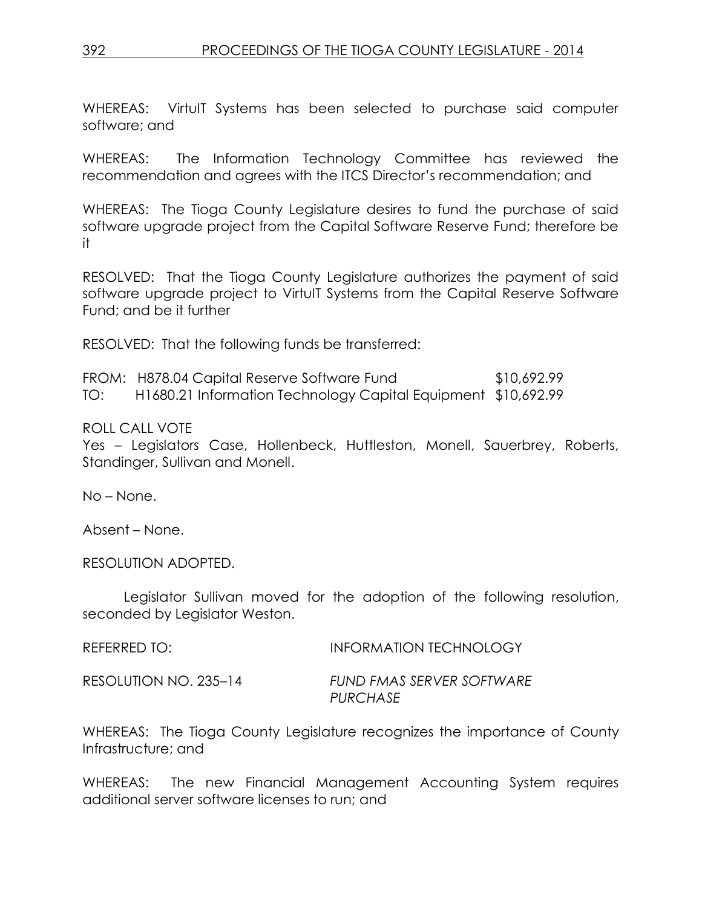WHEREAS: VirtuIT Systems has been selected to purchase said computer software; and

WHEREAS: The Information Technology Committee has reviewed the recommendation and agrees with the ITCS Director's recommendation; and

WHEREAS: The Tioga County Legislature desires to fund the purchase of said software upgrade project from the Capital Software Reserve Fund; therefore be it

RESOLVED: That the Tioga County Legislature authorizes the payment of said software upgrade project to VirtuIT Systems from the Capital Reserve Software Fund; and be it further

RESOLVED: That the following funds be transferred:

| | | |
|---|---|---|
| FROM: | H878.04 Capital Reserve Software Fund | $10,692.99 |
| TO: | H1680.21 Information Technology Capital Equipment | $10,692.99 |

ROLL CALL VOTE
Yes – Legislators Case, Hollenbeck, Huttleston, Monell, Sauerbrey, Roberts, Standinger, Sullivan and Monell.

No – None.

Absent – None.

RESOLUTION ADOPTED.

Legislator Sullivan moved for the adoption of the following resolution, seconded by Legislator Weston.

REFERRED TO: INFORMATION TECHNOLOGY

RESOLUTION NO. 235–14 *FUND FMAS SERVER SOFTWARE PURCHASE*

WHEREAS: The Tioga County Legislature recognizes the importance of County Infrastructure; and

WHEREAS: The new Financial Management Accounting System requires additional server software licenses to run; and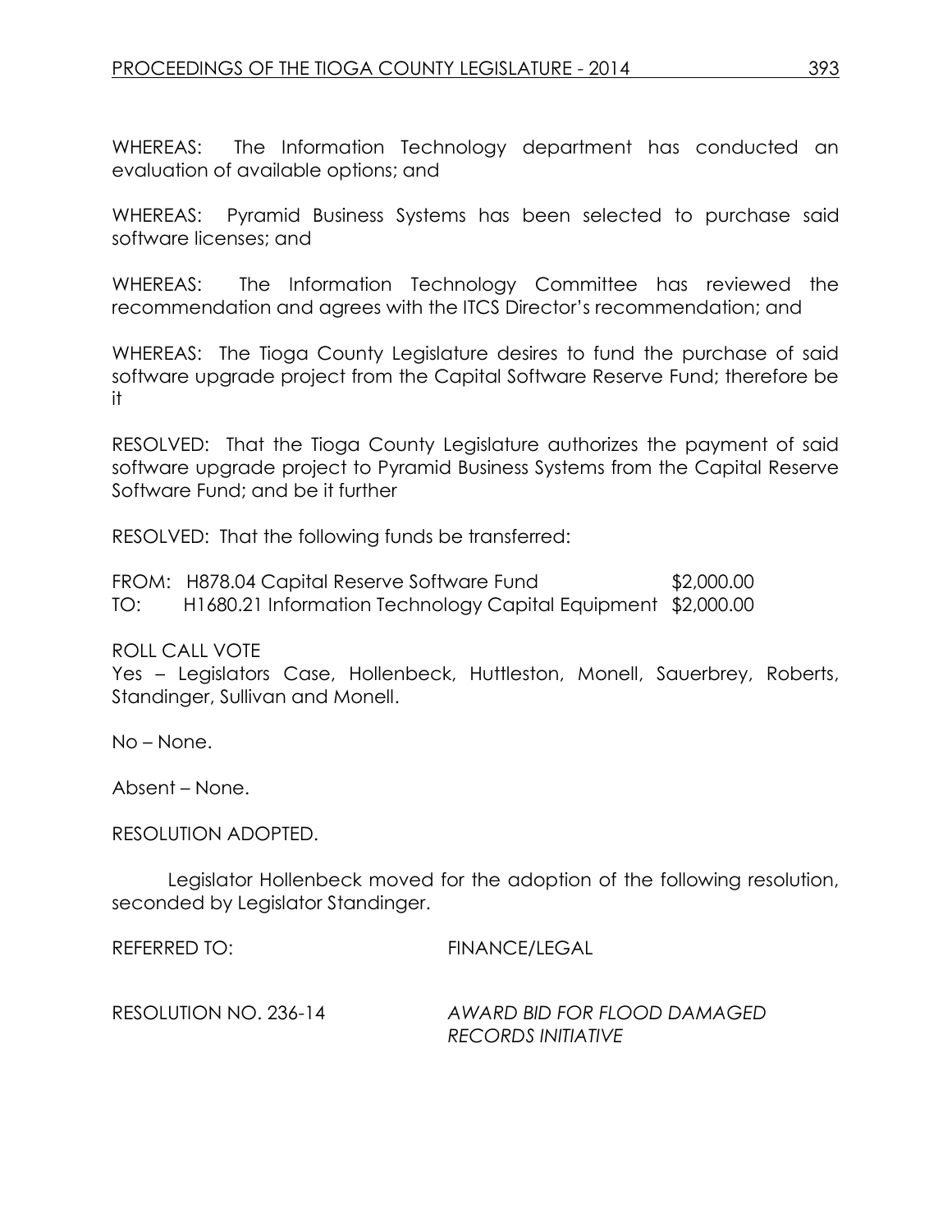WHEREAS: The Information Technology department has conducted an evaluation of available options; and

WHEREAS: Pyramid Business Systems has been selected to purchase said software licenses; and

WHEREAS: The Information Technology Committee has reviewed the recommendation and agrees with the ITCS Director's recommendation; and

WHEREAS: The Tioga County Legislature desires to fund the purchase of said software upgrade project from the Capital Software Reserve Fund; therefore be it

RESOLVED: That the Tioga County Legislature authorizes the payment of said software upgrade project to Pyramid Business Systems from the Capital Reserve Software Fund; and be it further

RESOLVED: That the following funds be transferred:

| | | |
|---|---|---|
| FROM: | H878.04 Capital Reserve Software Fund | $2,000.00 |
| TO: | H1680.21 Information Technology Capital Equipment | $2,000.00 |

ROLL CALL VOTE
Yes – Legislators Case, Hollenbeck, Huttleston, Monell, Sauerbrey, Roberts, Standinger, Sullivan and Monell.

No – None.

Absent – None.

RESOLUTION ADOPTED.

Legislator Hollenbeck moved for the adoption of the following resolution, seconded by Legislator Standinger.

REFERRED TO: FINANCE/LEGAL

RESOLUTION NO. 236-14 *AWARD BID FOR FLOOD DAMAGED RECORDS INITIATIVE*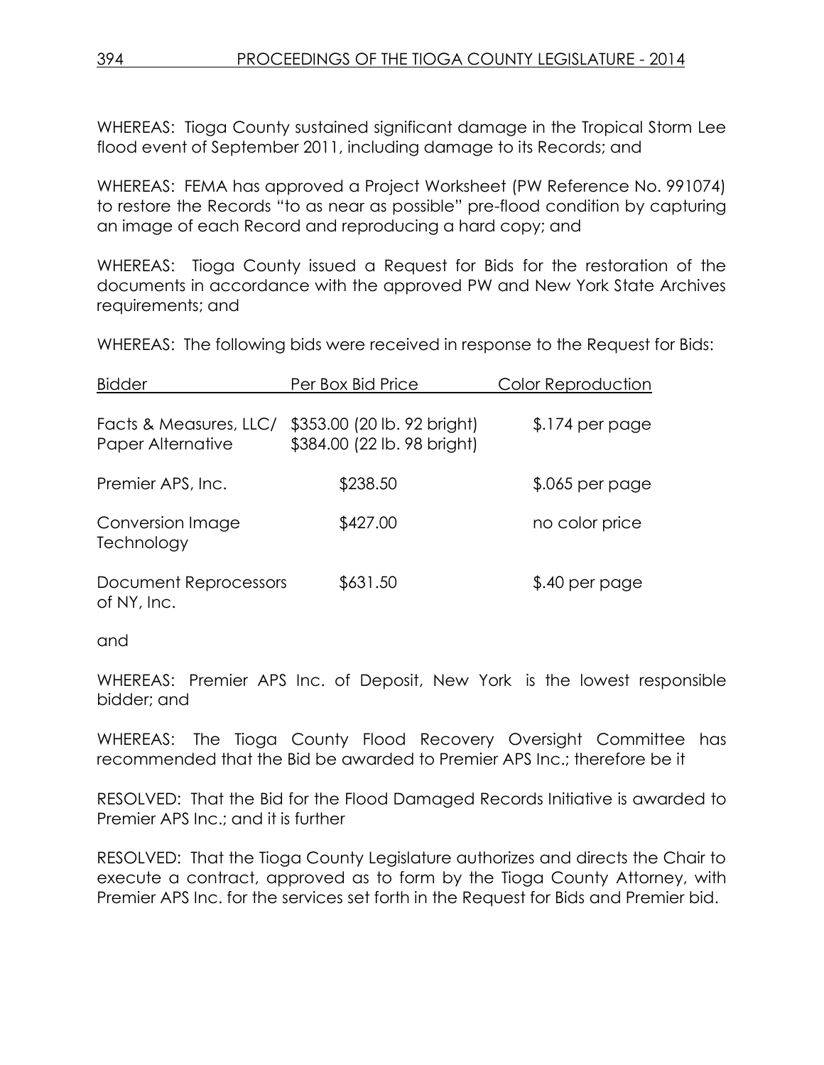WHEREAS: Tioga County sustained significant damage in the Tropical Storm Lee flood event of September 2011, including damage to its Records; and

WHEREAS: FEMA has approved a Project Worksheet (PW Reference No. 991074) to restore the Records "to as near as possible" pre-flood condition by capturing an image of each Record and reproducing a hard copy; and

WHEREAS: Tioga County issued a Request for Bids for the restoration of the documents in accordance with the approved PW and New York State Archives requirements; and

WHEREAS: The following bids were received in response to the Request for Bids:

| Bidder | Per Box Bid Price | Color Reproduction |
|---|---|---|
| Facts & Measures, LLC/ Paper Alternative | $353.00 (20 lb. 92 bright)<br>$384.00 (22 lb. 98 bright) | $.174 per page |
| Premier APS, Inc. | $238.50 | $.065 per page |
| Conversion Image Technology | $427.00 | no color price |
| Document Reprocessors of NY, Inc. | $631.50 | $.40 per page |

and

WHEREAS: Premier APS Inc. of Deposit, New York is the lowest responsible bidder; and

WHEREAS: The Tioga County Flood Recovery Oversight Committee has recommended that the Bid be awarded to Premier APS Inc.; therefore be it

RESOLVED: That the Bid for the Flood Damaged Records Initiative is awarded to Premier APS Inc.; and it is further

RESOLVED: That the Tioga County Legislature authorizes and directs the Chair to execute a contract, approved as to form by the Tioga County Attorney, with Premier APS Inc. for the services set forth in the Request for Bids and Premier bid.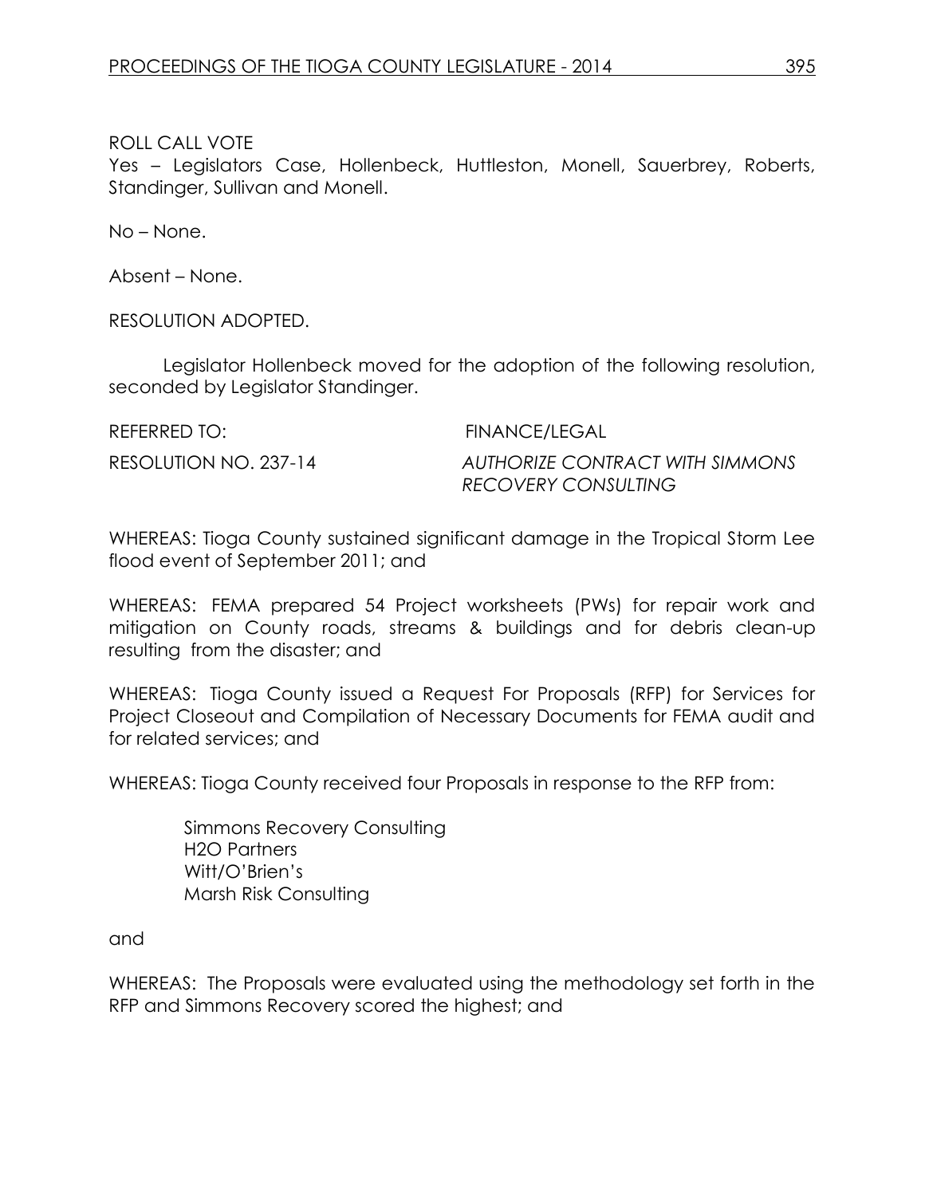ROLL CALL VOTE
Yes – Legislators Case, Hollenbeck, Huttleston, Monell, Sauerbrey, Roberts, Standinger, Sullivan and Monell.

No – None.

Absent – None.

RESOLUTION ADOPTED.

Legislator Hollenbeck moved for the adoption of the following resolution, seconded by Legislator Standinger.

REFERRED TO: FINANCE/LEGAL

RESOLUTION NO. 237-14 *AUTHORIZE CONTRACT WITH SIMMONS RECOVERY CONSULTING*

WHEREAS: Tioga County sustained significant damage in the Tropical Storm Lee flood event of September 2011; and

WHEREAS: FEMA prepared 54 Project worksheets (PWs) for repair work and mitigation on County roads, streams & buildings and for debris clean-up resulting from the disaster; and

WHEREAS: Tioga County issued a Request For Proposals (RFP) for Services for Project Closeout and Compilation of Necessary Documents for FEMA audit and for related services; and

WHEREAS: Tioga County received four Proposals in response to the RFP from:

Simmons Recovery Consulting
H2O Partners
Witt/O'Brien's
Marsh Risk Consulting

and

WHEREAS: The Proposals were evaluated using the methodology set forth in the RFP and Simmons Recovery scored the highest; and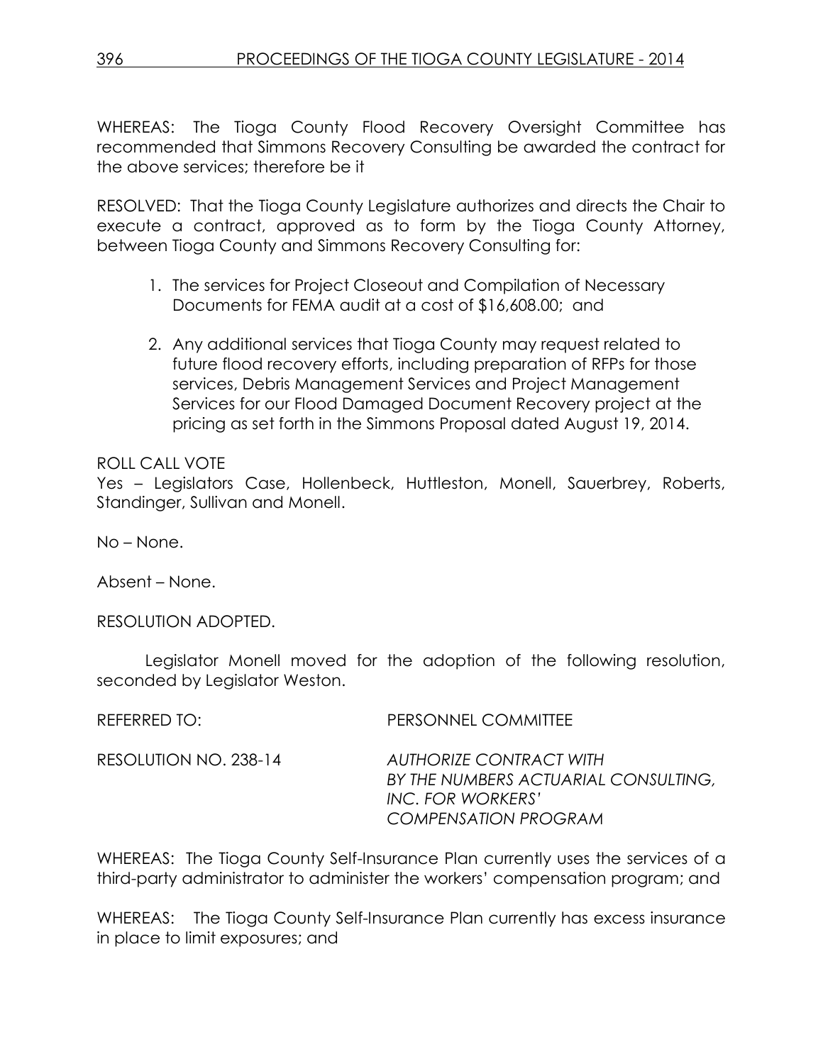WHEREAS: The Tioga County Flood Recovery Oversight Committee has recommended that Simmons Recovery Consulting be awarded the contract for the above services; therefore be it

RESOLVED: That the Tioga County Legislature authorizes and directs the Chair to execute a contract, approved as to form by the Tioga County Attorney, between Tioga County and Simmons Recovery Consulting for:

1. The services for Project Closeout and Compilation of Necessary Documents for FEMA audit at a cost of $16,608.00; and
2. Any additional services that Tioga County may request related to future flood recovery efforts, including preparation of RFPs for those services, Debris Management Services and Project Management Services for our Flood Damaged Document Recovery project at the pricing as set forth in the Simmons Proposal dated August 19, 2014.

ROLL CALL VOTE
Yes – Legislators Case, Hollenbeck, Huttleston, Monell, Sauerbrey, Roberts, Standinger, Sullivan and Monell.

No – None.

Absent – None.

RESOLUTION ADOPTED.

Legislator Monell moved for the adoption of the following resolution, seconded by Legislator Weston.

REFERRED TO: PERSONNEL COMMITTEE

RESOLUTION NO. 238-14 *AUTHORIZE CONTRACT WITH BY THE NUMBERS ACTUARIAL CONSULTING, INC. FOR WORKERS' COMPENSATION PROGRAM*

WHEREAS: The Tioga County Self-Insurance Plan currently uses the services of a third-party administrator to administer the workers' compensation program; and

WHEREAS: The Tioga County Self-Insurance Plan currently has excess insurance in place to limit exposures; and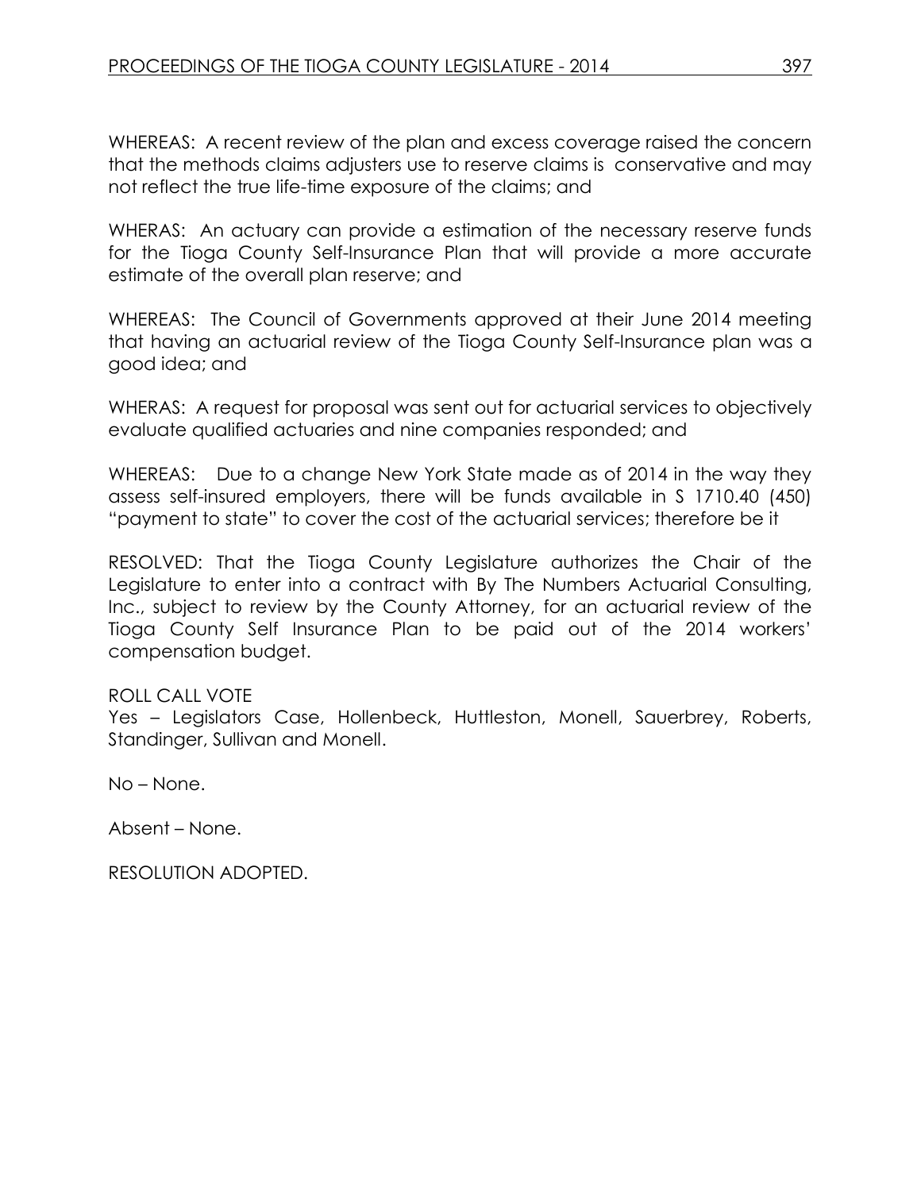WHEREAS: A recent review of the plan and excess coverage raised the concern that the methods claims adjusters use to reserve claims is conservative and may not reflect the true life-time exposure of the claims; and

WHERAS: An actuary can provide a estimation of the necessary reserve funds for the Tioga County Self-Insurance Plan that will provide a more accurate estimate of the overall plan reserve; and

WHEREAS: The Council of Governments approved at their June 2014 meeting that having an actuarial review of the Tioga County Self-Insurance plan was a good idea; and

WHERAS: A request for proposal was sent out for actuarial services to objectively evaluate qualified actuaries and nine companies responded; and

WHEREAS: Due to a change New York State made as of 2014 in the way they assess self-insured employers, there will be funds available in S 1710.40 (450) "payment to state" to cover the cost of the actuarial services; therefore be it

RESOLVED: That the Tioga County Legislature authorizes the Chair of the Legislature to enter into a contract with By The Numbers Actuarial Consulting, Inc., subject to review by the County Attorney, for an actuarial review of the Tioga County Self Insurance Plan to be paid out of the 2014 workers' compensation budget.

ROLL CALL VOTE
Yes – Legislators Case, Hollenbeck, Huttleston, Monell, Sauerbrey, Roberts, Standinger, Sullivan and Monell.

No – None.

Absent – None.

RESOLUTION ADOPTED.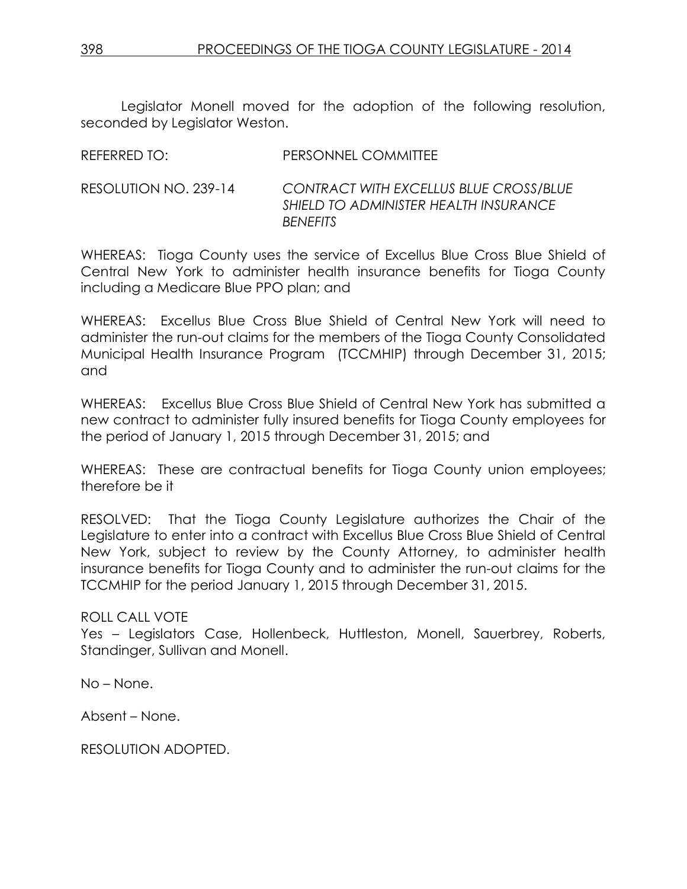Legislator Monell moved for the adoption of the following resolution, seconded by Legislator Weston.

REFERRED TO: PERSONNEL COMMITTEE

RESOLUTION NO. 239-14 *CONTRACT WITH EXCELLUS BLUE CROSS/BLUE SHIELD TO ADMINISTER HEALTH INSURANCE BENEFITS*

WHEREAS: Tioga County uses the service of Excellus Blue Cross Blue Shield of Central New York to administer health insurance benefits for Tioga County including a Medicare Blue PPO plan; and

WHEREAS: Excellus Blue Cross Blue Shield of Central New York will need to administer the run-out claims for the members of the Tioga County Consolidated Municipal Health Insurance Program (TCCMHIP) through December 31, 2015; and

WHEREAS: Excellus Blue Cross Blue Shield of Central New York has submitted a new contract to administer fully insured benefits for Tioga County employees for the period of January 1, 2015 through December 31, 2015; and

WHEREAS: These are contractual benefits for Tioga County union employees; therefore be it

RESOLVED: That the Tioga County Legislature authorizes the Chair of the Legislature to enter into a contract with Excellus Blue Cross Blue Shield of Central New York, subject to review by the County Attorney, to administer health insurance benefits for Tioga County and to administer the run-out claims for the TCCMHIP for the period January 1, 2015 through December 31, 2015.

ROLL CALL VOTE
Yes – Legislators Case, Hollenbeck, Huttleston, Monell, Sauerbrey, Roberts, Standinger, Sullivan and Monell.

No – None.

Absent – None.

RESOLUTION ADOPTED.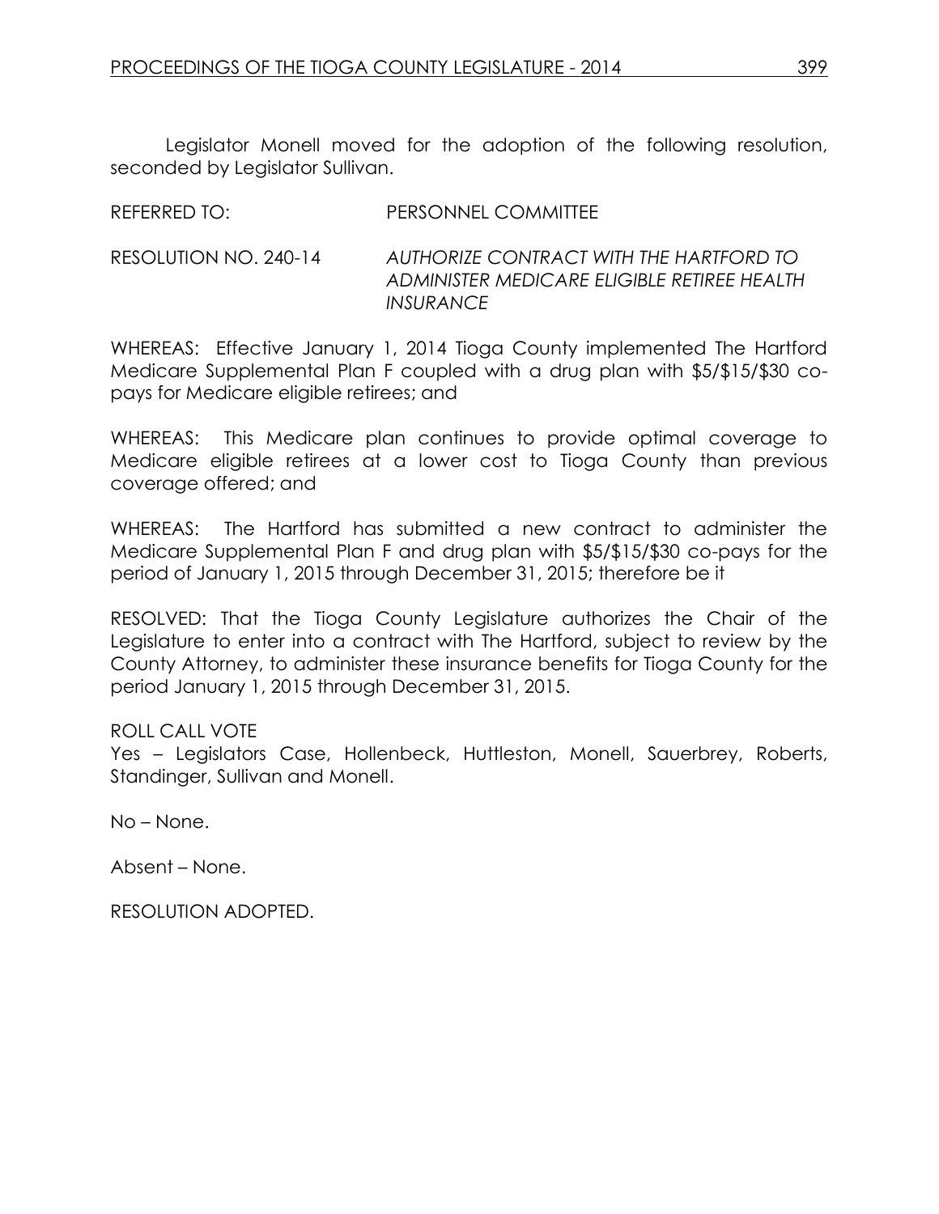Legislator Monell moved for the adoption of the following resolution, seconded by Legislator Sullivan.

REFERRED TO: PERSONNEL COMMITTEE

RESOLUTION NO. 240-14 *AUTHORIZE CONTRACT WITH THE HARTFORD TO ADMINISTER MEDICARE ELIGIBLE RETIREE HEALTH INSURANCE*

WHEREAS: Effective January 1, 2014 Tioga County implemented The Hartford Medicare Supplemental Plan F coupled with a drug plan with $5/$15/$30 co-pays for Medicare eligible retirees; and

WHEREAS: This Medicare plan continues to provide optimal coverage to Medicare eligible retirees at a lower cost to Tioga County than previous coverage offered; and

WHEREAS: The Hartford has submitted a new contract to administer the Medicare Supplemental Plan F and drug plan with $5/$15/$30 co-pays for the period of January 1, 2015 through December 31, 2015; therefore be it

RESOLVED: That the Tioga County Legislature authorizes the Chair of the Legislature to enter into a contract with The Hartford, subject to review by the County Attorney, to administer these insurance benefits for Tioga County for the period January 1, 2015 through December 31, 2015.

ROLL CALL VOTE
Yes – Legislators Case, Hollenbeck, Huttleston, Monell, Sauerbrey, Roberts, Standinger, Sullivan and Monell.

No – None.

Absent – None.

RESOLUTION ADOPTED.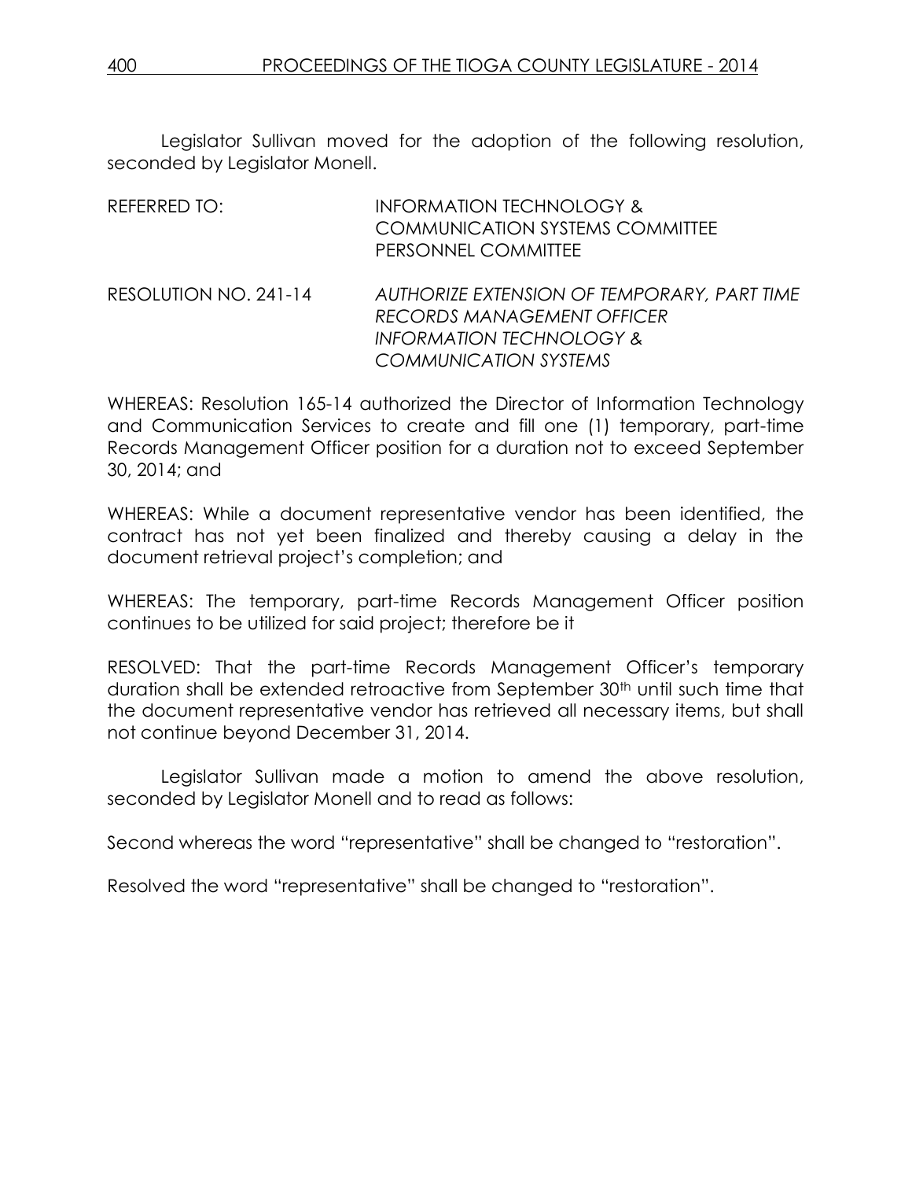Legislator Sullivan moved for the adoption of the following resolution, seconded by Legislator Monell.

REFERRED TO: INFORMATION TECHNOLOGY & COMMUNICATION SYSTEMS COMMITTEE
PERSONNEL COMMITTEE

RESOLUTION NO. 241-14 *AUTHORIZE EXTENSION OF TEMPORARY, PART TIME RECORDS MANAGEMENT OFFICER INFORMATION TECHNOLOGY & COMMUNICATION SYSTEMS*

WHEREAS: Resolution 165-14 authorized the Director of Information Technology and Communication Services to create and fill one (1) temporary, part-time Records Management Officer position for a duration not to exceed September 30, 2014; and

WHEREAS: While a document representative vendor has been identified, the contract has not yet been finalized and thereby causing a delay in the document retrieval project's completion; and

WHEREAS: The temporary, part-time Records Management Officer position continues to be utilized for said project; therefore be it

RESOLVED: That the part-time Records Management Officer's temporary duration shall be extended retroactive from September 30th until such time that the document representative vendor has retrieved all necessary items, but shall not continue beyond December 31, 2014.

Legislator Sullivan made a motion to amend the above resolution, seconded by Legislator Monell and to read as follows:

Second whereas the word "representative" shall be changed to "restoration".

Resolved the word "representative" shall be changed to "restoration".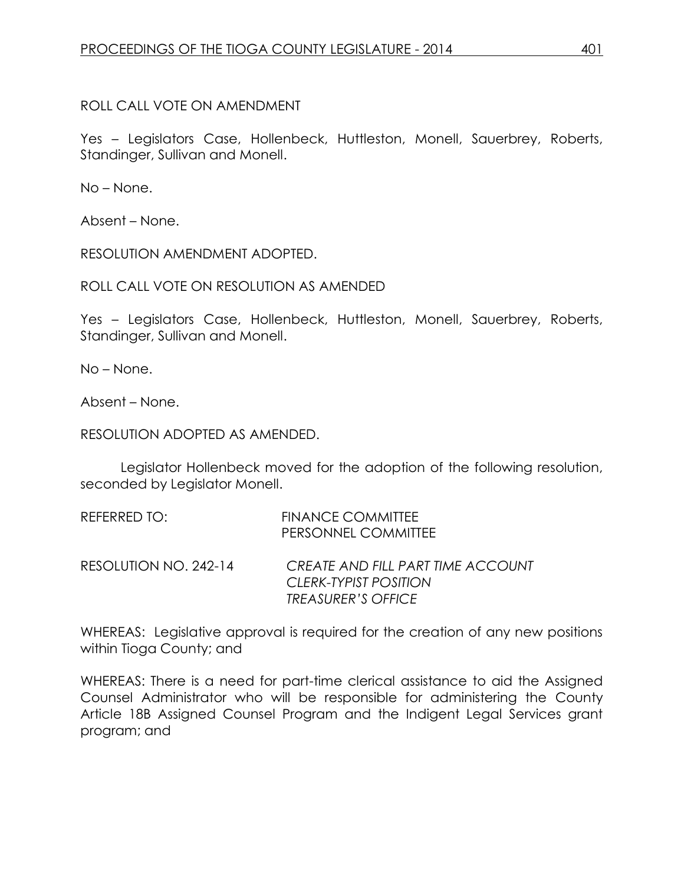ROLL CALL VOTE ON AMENDMENT

Yes – Legislators Case, Hollenbeck, Huttleston, Monell, Sauerbrey, Roberts, Standinger, Sullivan and Monell.

No – None.

Absent – None.

RESOLUTION AMENDMENT ADOPTED.

ROLL CALL VOTE ON RESOLUTION AS AMENDED

Yes – Legislators Case, Hollenbeck, Huttleston, Monell, Sauerbrey, Roberts, Standinger, Sullivan and Monell.

No – None.

Absent – None.

RESOLUTION ADOPTED AS AMENDED.

Legislator Hollenbeck moved for the adoption of the following resolution, seconded by Legislator Monell.

REFERRED TO: FINANCE COMMITTEE
PERSONNEL COMMITTEE

RESOLUTION NO. 242-14 *CREATE AND FILL PART TIME ACCOUNT CLERK-TYPIST POSITION TREASURER'S OFFICE*

WHEREAS: Legislative approval is required for the creation of any new positions within Tioga County; and

WHEREAS: There is a need for part-time clerical assistance to aid the Assigned Counsel Administrator who will be responsible for administering the County Article 18B Assigned Counsel Program and the Indigent Legal Services grant program; and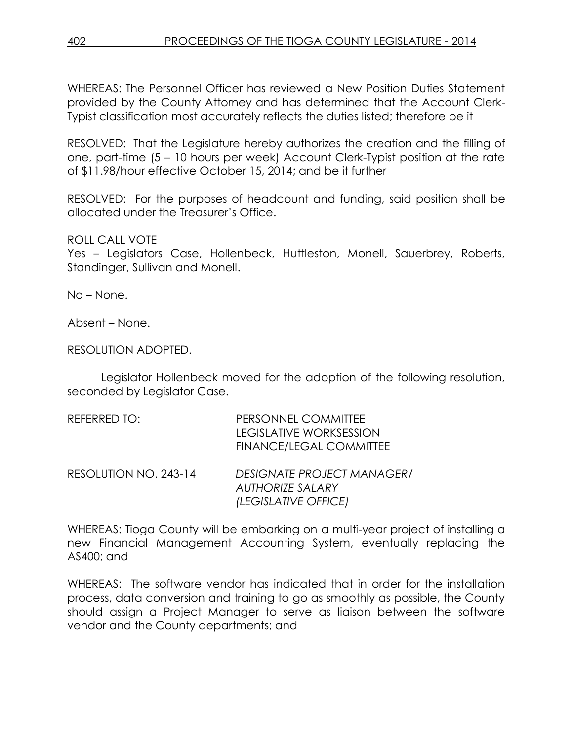WHEREAS: The Personnel Officer has reviewed a New Position Duties Statement provided by the County Attorney and has determined that the Account Clerk-Typist classification most accurately reflects the duties listed; therefore be it

RESOLVED: That the Legislature hereby authorizes the creation and the filling of one, part-time (5 – 10 hours per week) Account Clerk-Typist position at the rate of $11.98/hour effective October 15, 2014; and be it further

RESOLVED: For the purposes of headcount and funding, said position shall be allocated under the Treasurer's Office.

ROLL CALL VOTE
Yes – Legislators Case, Hollenbeck, Huttleston, Monell, Sauerbrey, Roberts, Standinger, Sullivan and Monell.

No – None.

Absent – None.

RESOLUTION ADOPTED.

Legislator Hollenbeck moved for the adoption of the following resolution, seconded by Legislator Case.

REFERRED TO: PERSONNEL COMMITTEE
LEGISLATIVE WORKSESSION
FINANCE/LEGAL COMMITTEE

RESOLUTION NO. 243-14 *DESIGNATE PROJECT MANAGER/ AUTHORIZE SALARY (LEGISLATIVE OFFICE)*

WHEREAS: Tioga County will be embarking on a multi-year project of installing a new Financial Management Accounting System, eventually replacing the AS400; and

WHEREAS: The software vendor has indicated that in order for the installation process, data conversion and training to go as smoothly as possible, the County should assign a Project Manager to serve as liaison between the software vendor and the County departments; and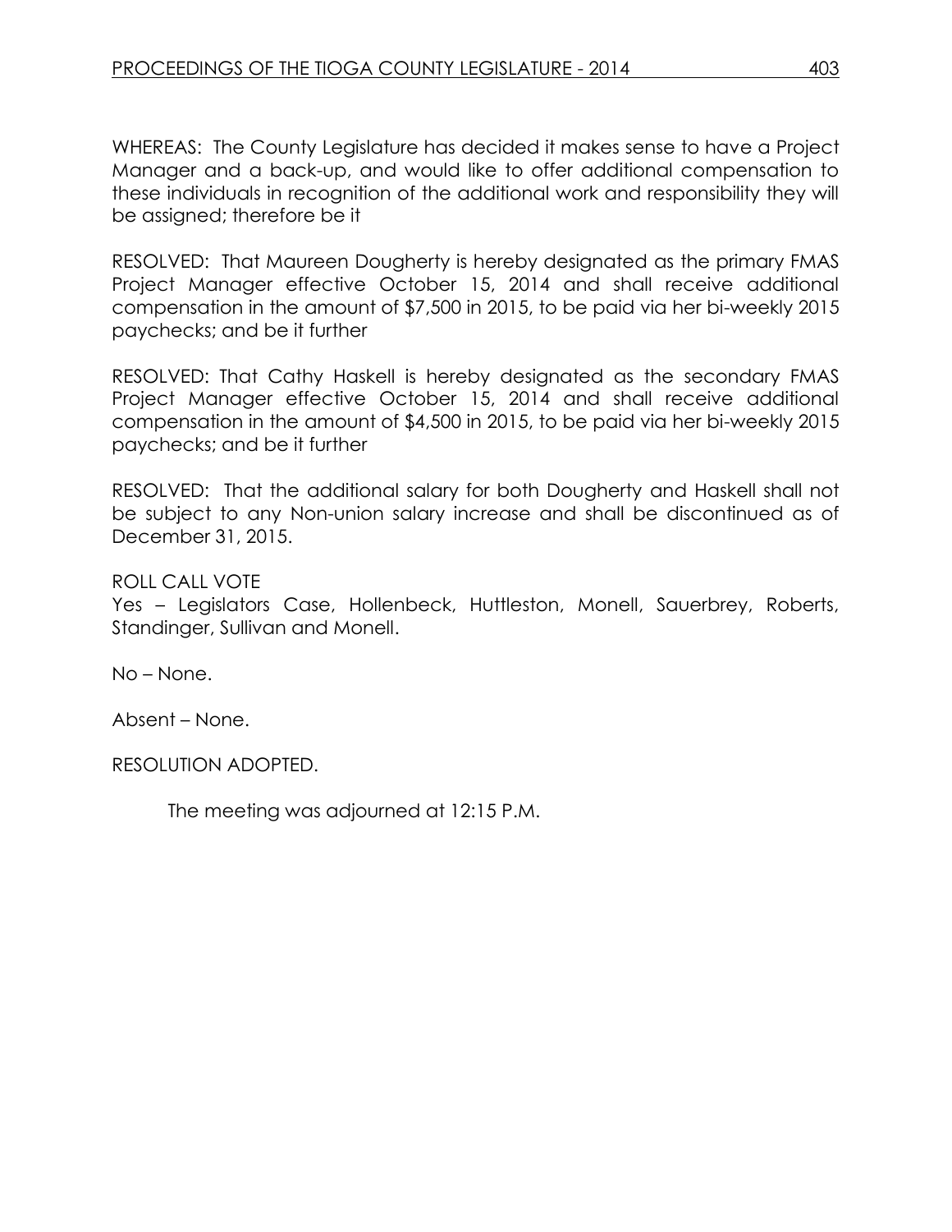WHEREAS: The County Legislature has decided it makes sense to have a Project Manager and a back-up, and would like to offer additional compensation to these individuals in recognition of the additional work and responsibility they will be assigned; therefore be it

RESOLVED: That Maureen Dougherty is hereby designated as the primary FMAS Project Manager effective October 15, 2014 and shall receive additional compensation in the amount of $7,500 in 2015, to be paid via her bi-weekly 2015 paychecks; and be it further

RESOLVED: That Cathy Haskell is hereby designated as the secondary FMAS Project Manager effective October 15, 2014 and shall receive additional compensation in the amount of $4,500 in 2015, to be paid via her bi-weekly 2015 paychecks; and be it further

RESOLVED: That the additional salary for both Dougherty and Haskell shall not be subject to any Non-union salary increase and shall be discontinued as of December 31, 2015.

ROLL CALL VOTE
Yes – Legislators Case, Hollenbeck, Huttleston, Monell, Sauerbrey, Roberts, Standinger, Sullivan and Monell.

No – None.

Absent – None.

RESOLUTION ADOPTED.

The meeting was adjourned at 12:15 P.M.